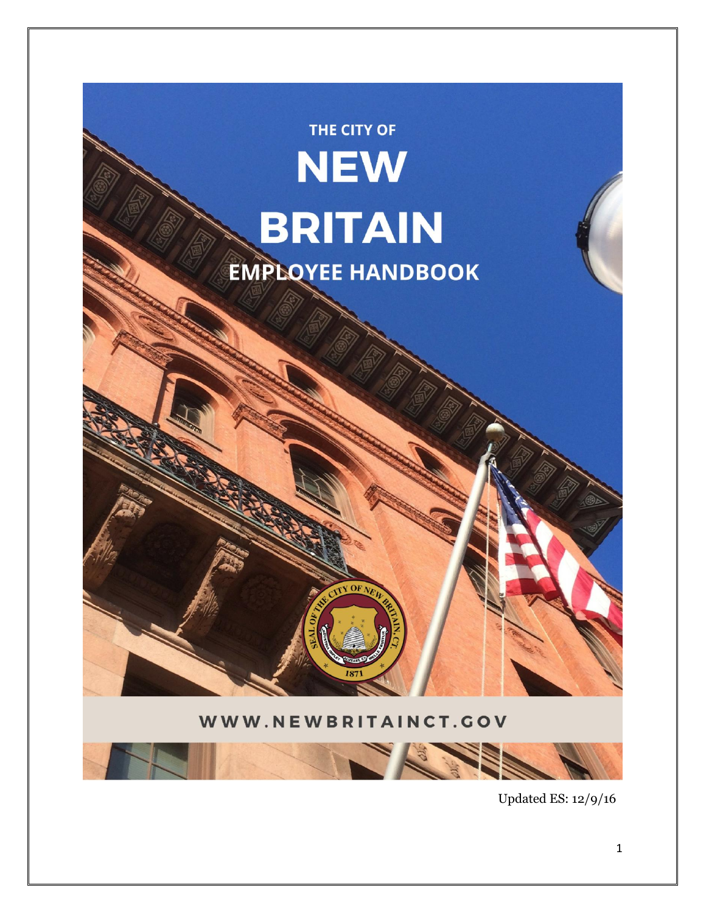THE CITY OF

# NEW BRITAIN

## EMPLOYEE HANDBOOK

WWW.NEWBRITAINCT.GOV

Updated ES: 12/9/16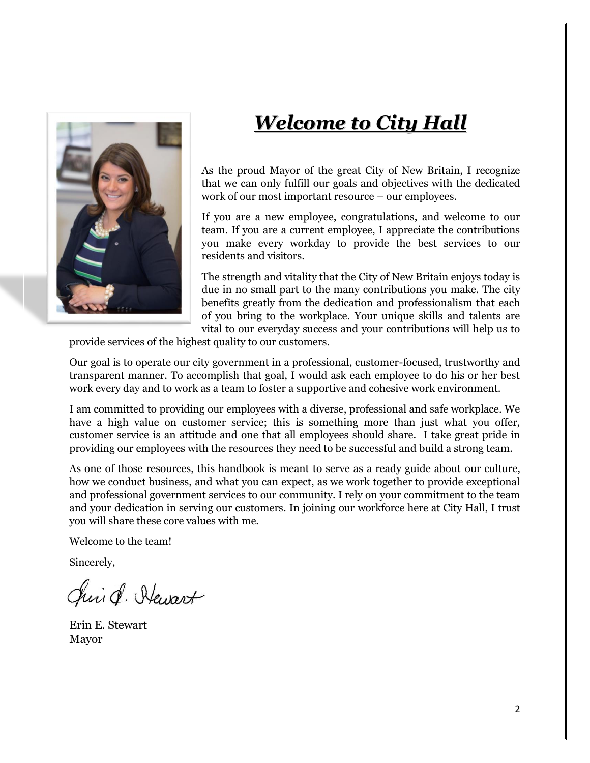# ***Welcome to City Hall***

As the proud Mayor of the great City of New Britain, I recognize that we can only fulfill our goals and objectives with the dedicated work of our most important resource – our employees.

If you are a new employee, congratulations, and welcome to our team. If you are a current employee, I appreciate the contributions you make every workday to provide the best services to our residents and visitors.

The strength and vitality that the City of New Britain enjoys today is due in no small part to the many contributions you make. The city benefits greatly from the dedication and professionalism that each of you bring to the workplace. Your unique skills and talents are vital to our everyday success and your contributions will help us to provide services of the highest quality to our customers.

Our goal is to operate our city government in a professional, customer-focused, trustworthy and transparent manner. To accomplish that goal, I would ask each employee to do his or her best work every day and to work as a team to foster a supportive and cohesive work environment.

I am committed to providing our employees with a diverse, professional and safe workplace. We have a high value on customer service; this is something more than just what you offer, customer service is an attitude and one that all employees should share. I take great pride in providing our employees with the resources they need to be successful and build a strong team.

As one of those resources, this handbook is meant to serve as a ready guide about our culture, how we conduct business, and what you can expect, as we work together to provide exceptional and professional government services to our community. I rely on your commitment to the team and your dedication in serving our customers. In joining our workforce here at City Hall, I trust you will share these core values with me.

Welcome to the team!

Sincerely,

Erin E. Stewart
Mayor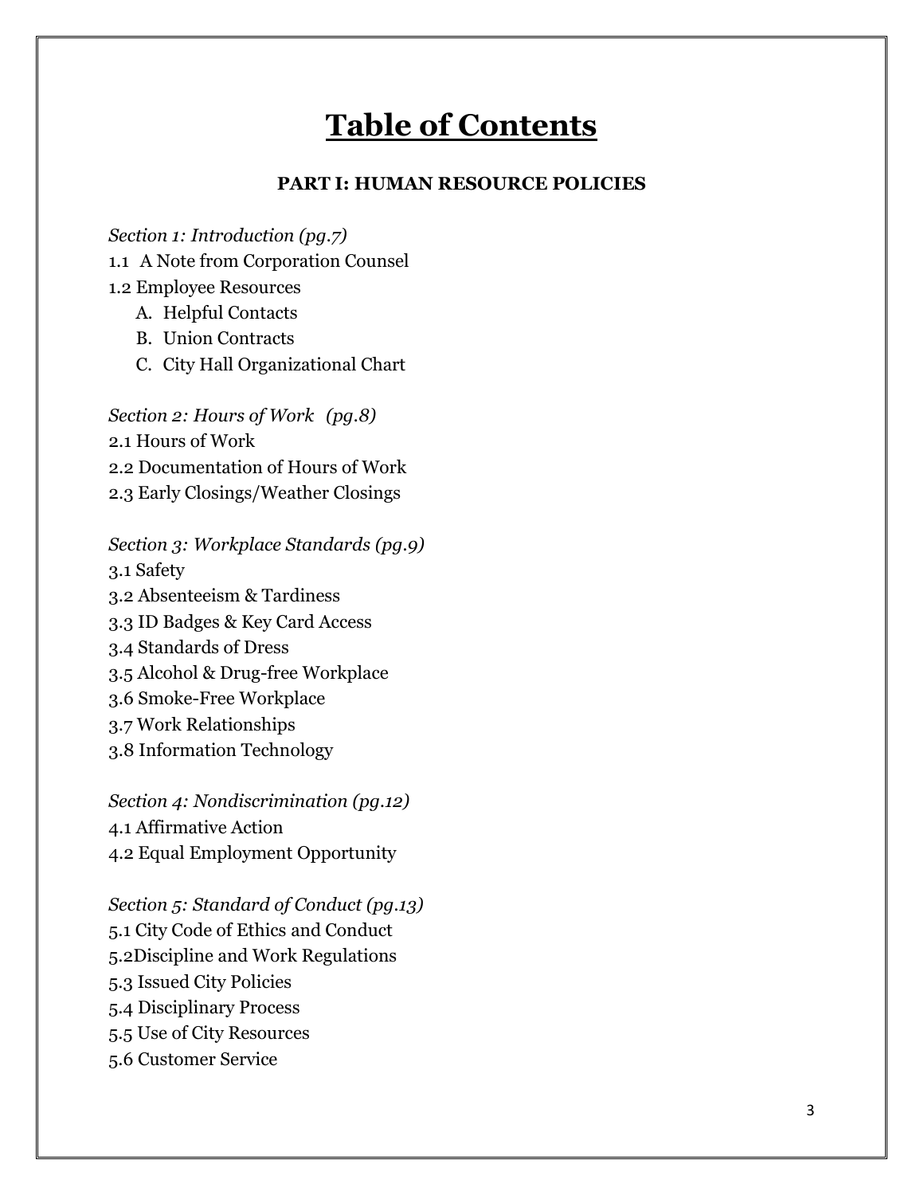# Table of Contents

## PART I: HUMAN RESOURCE POLICIES

*Section 1: Introduction (pg.7)*

1.1 A Note from Corporation Counsel

1.2 Employee Resources

- A. Helpful Contacts
- B. Union Contracts
- C. City Hall Organizational Chart

*Section 2: Hours of Work (pg.8)*

2.1 Hours of Work

2.2 Documentation of Hours of Work

2.3 Early Closings/Weather Closings

*Section 3: Workplace Standards (pg.9)*

3.1 Safety

3.2 Absenteeism & Tardiness

3.3 ID Badges & Key Card Access

3.4 Standards of Dress

3.5 Alcohol & Drug-free Workplace

3.6 Smoke-Free Workplace

3.7 Work Relationships

3.8 Information Technology

*Section 4: Nondiscrimination (pg.12)*

4.1 Affirmative Action

4.2 Equal Employment Opportunity

*Section 5: Standard of Conduct (pg.13)*

5.1 City Code of Ethics and Conduct

5.2Discipline and Work Regulations

5.3 Issued City Policies

5.4 Disciplinary Process

5.5 Use of City Resources

5.6 Customer Service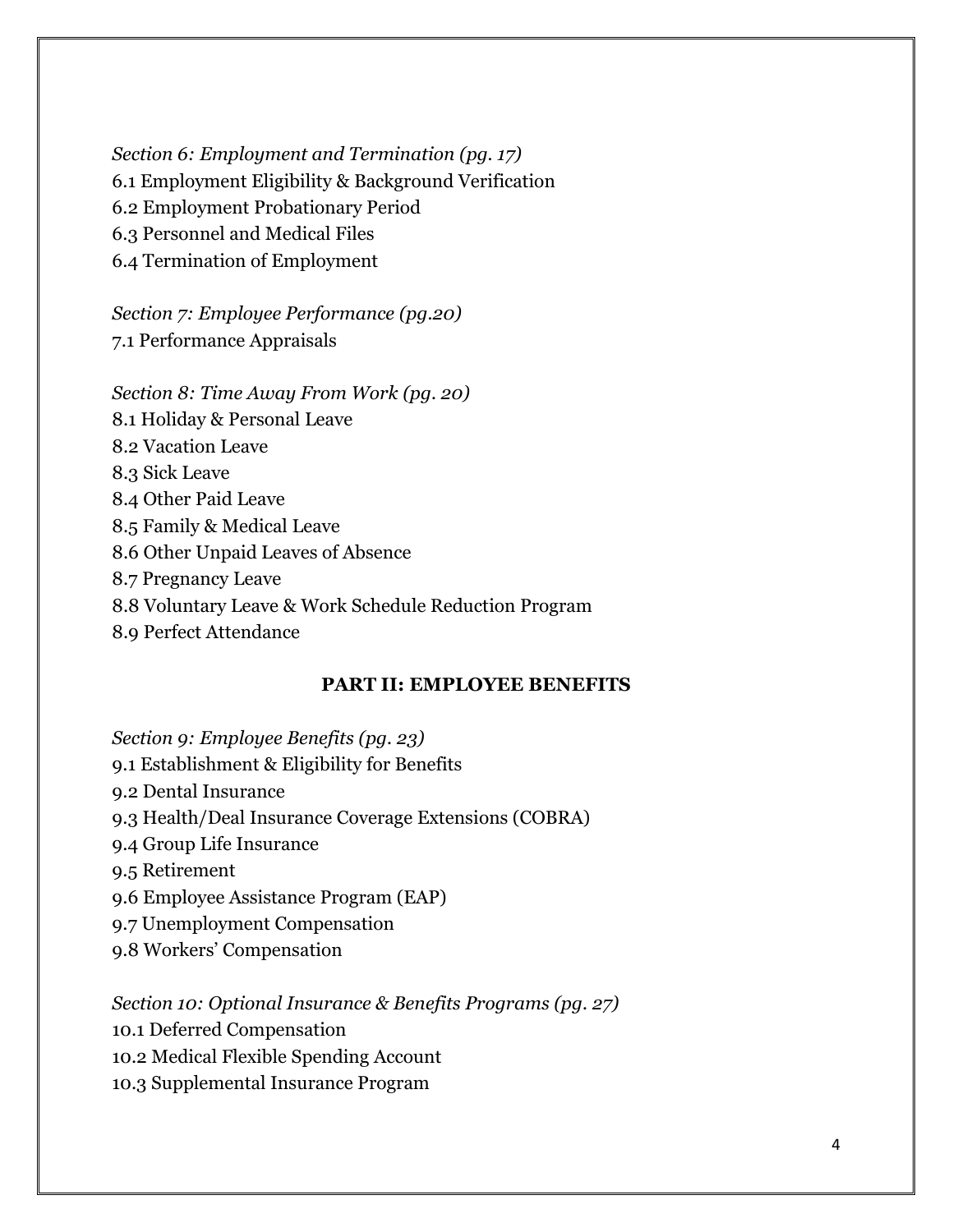*Section 6: Employment and Termination (pg. 17)*
6.1 Employment Eligibility & Background Verification
6.2 Employment Probationary Period
6.3 Personnel and Medical Files
6.4 Termination of Employment

*Section 7: Employee Performance (pg.20)*
7.1 Performance Appraisals

*Section 8: Time Away From Work (pg. 20)*
8.1 Holiday & Personal Leave
8.2 Vacation Leave
8.3 Sick Leave
8.4 Other Paid Leave
8.5 Family & Medical Leave
8.6 Other Unpaid Leaves of Absence
8.7 Pregnancy Leave
8.8 Voluntary Leave & Work Schedule Reduction Program
8.9 Perfect Attendance

## PART II: EMPLOYEE BENEFITS

*Section 9: Employee Benefits (pg. 23)*
9.1 Establishment & Eligibility for Benefits
9.2 Dental Insurance
9.3 Health/Deal Insurance Coverage Extensions (COBRA)
9.4 Group Life Insurance
9.5 Retirement
9.6 Employee Assistance Program (EAP)
9.7 Unemployment Compensation
9.8 Workers' Compensation

*Section 10: Optional Insurance & Benefits Programs (pg. 27)*
10.1 Deferred Compensation
10.2 Medical Flexible Spending Account
10.3 Supplemental Insurance Program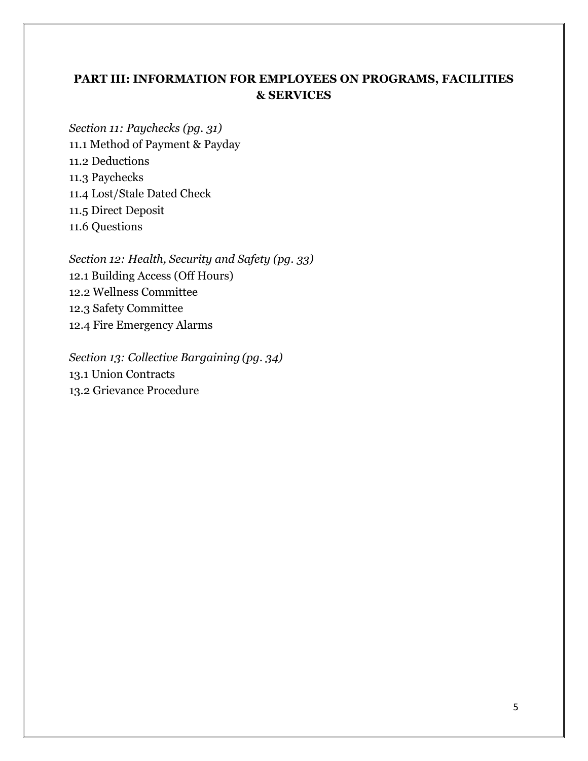## PART III: INFORMATION FOR EMPLOYEES ON PROGRAMS, FACILITIES & SERVICES

*Section 11: Paychecks (pg. 31)*

11.1 Method of Payment & Payday
11.2 Deductions
11.3 Paychecks
11.4 Lost/Stale Dated Check
11.5 Direct Deposit
11.6 Questions

*Section 12: Health, Security and Safety (pg. 33)*

12.1 Building Access (Off Hours)
12.2 Wellness Committee
12.3 Safety Committee
12.4 Fire Emergency Alarms

*Section 13: Collective Bargaining (pg. 34)*

13.1 Union Contracts
13.2 Grievance Procedure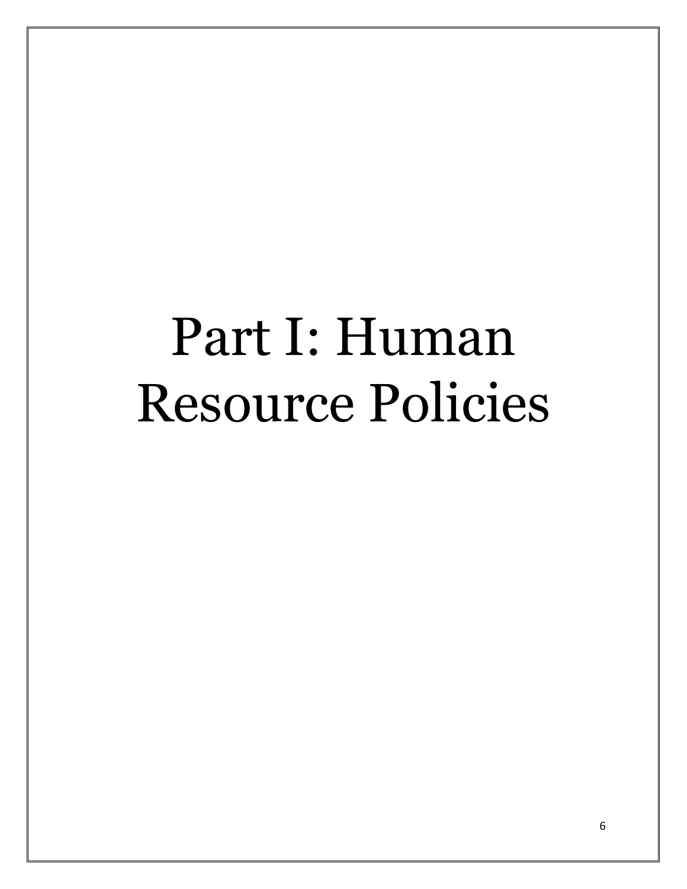# Part I: Human Resource Policies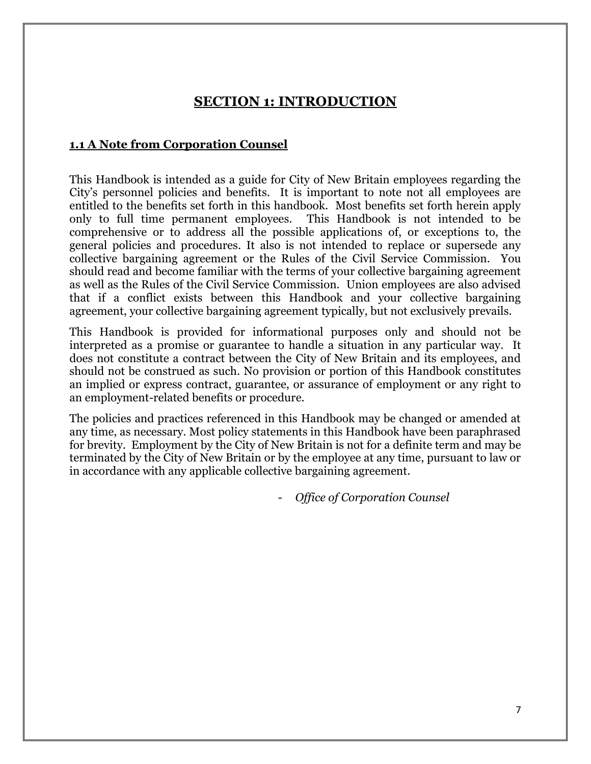# SECTION 1: INTRODUCTION

## 1.1 A Note from Corporation Counsel

This Handbook is intended as a guide for City of New Britain employees regarding the City's personnel policies and benefits. It is important to note not all employees are entitled to the benefits set forth in this handbook. Most benefits set forth herein apply only to full time permanent employees. This Handbook is not intended to be comprehensive or to address all the possible applications of, or exceptions to, the general policies and procedures. It also is not intended to replace or supersede any collective bargaining agreement or the Rules of the Civil Service Commission. You should read and become familiar with the terms of your collective bargaining agreement as well as the Rules of the Civil Service Commission. Union employees are also advised that if a conflict exists between this Handbook and your collective bargaining agreement, your collective bargaining agreement typically, but not exclusively prevails.

This Handbook is provided for informational purposes only and should not be interpreted as a promise or guarantee to handle a situation in any particular way. It does not constitute a contract between the City of New Britain and its employees, and should not be construed as such. No provision or portion of this Handbook constitutes an implied or express contract, guarantee, or assurance of employment or any right to an employment-related benefits or procedure.

The policies and practices referenced in this Handbook may be changed or amended at any time, as necessary. Most policy statements in this Handbook have been paraphrased for brevity. Employment by the City of New Britain is not for a definite term and may be terminated by the City of New Britain or by the employee at any time, pursuant to law or in accordance with any applicable collective bargaining agreement.

- *Office of Corporation Counsel*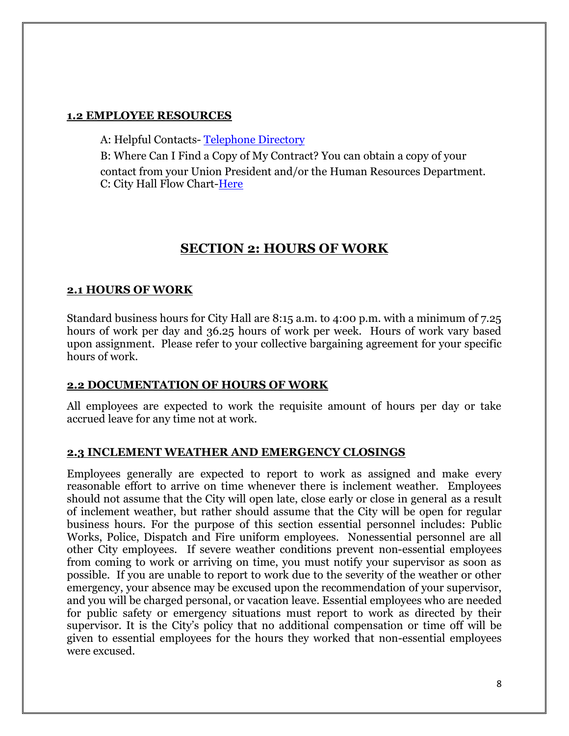### **1.2 EMPLOYEE RESOURCES**

A: Helpful Contacts- Telephone Directory

B: Where Can I Find a Copy of My Contract? You can obtain a copy of your contact from your Union President and/or the Human Resources Department.

C: City Hall Flow Chart-Here

## **SECTION 2: HOURS OF WORK**

### **2.1 HOURS OF WORK**

Standard business hours for City Hall are 8:15 a.m. to 4:00 p.m. with a minimum of 7.25 hours of work per day and 36.25 hours of work per week. Hours of work vary based upon assignment. Please refer to your collective bargaining agreement for your specific hours of work.

### **2.2 DOCUMENTATION OF HOURS OF WORK**

All employees are expected to work the requisite amount of hours per day or take accrued leave for any time not at work.

### **2.3 INCLEMENT WEATHER AND EMERGENCY CLOSINGS**

Employees generally are expected to report to work as assigned and make every reasonable effort to arrive on time whenever there is inclement weather. Employees should not assume that the City will open late, close early or close in general as a result of inclement weather, but rather should assume that the City will be open for regular business hours. For the purpose of this section essential personnel includes: Public Works, Police, Dispatch and Fire uniform employees. Nonessential personnel are all other City employees. If severe weather conditions prevent non-essential employees from coming to work or arriving on time, you must notify your supervisor as soon as possible. If you are unable to report to work due to the severity of the weather or other emergency, your absence may be excused upon the recommendation of your supervisor, and you will be charged personal, or vacation leave. Essential employees who are needed for public safety or emergency situations must report to work as directed by their supervisor. It is the City's policy that no additional compensation or time off will be given to essential employees for the hours they worked that non-essential employees were excused.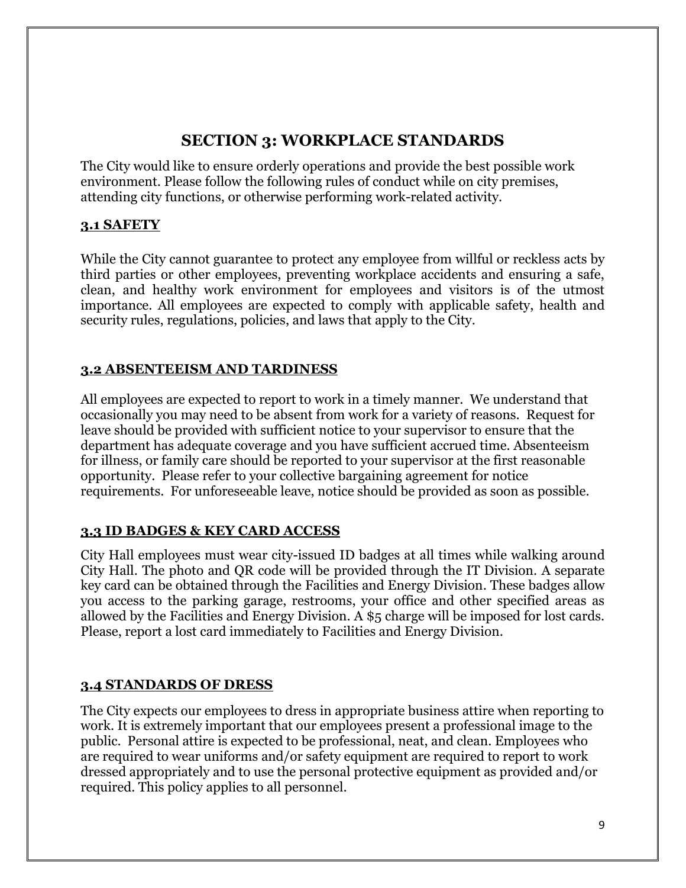# SECTION 3: WORKPLACE STANDARDS

The City would like to ensure orderly operations and provide the best possible work environment. Please follow the following rules of conduct while on city premises, attending city functions, or otherwise performing work-related activity.

## 3.1 SAFETY

While the City cannot guarantee to protect any employee from willful or reckless acts by third parties or other employees, preventing workplace accidents and ensuring a safe, clean, and healthy work environment for employees and visitors is of the utmost importance. All employees are expected to comply with applicable safety, health and security rules, regulations, policies, and laws that apply to the City.

## 3.2 ABSENTEEISM AND TARDINESS

All employees are expected to report to work in a timely manner. We understand that occasionally you may need to be absent from work for a variety of reasons. Request for leave should be provided with sufficient notice to your supervisor to ensure that the department has adequate coverage and you have sufficient accrued time. Absenteeism for illness, or family care should be reported to your supervisor at the first reasonable opportunity. Please refer to your collective bargaining agreement for notice requirements. For unforeseeable leave, notice should be provided as soon as possible.

## 3.3 ID BADGES & KEY CARD ACCESS

City Hall employees must wear city-issued ID badges at all times while walking around City Hall. The photo and QR code will be provided through the IT Division. A separate key card can be obtained through the Facilities and Energy Division. These badges allow you access to the parking garage, restrooms, your office and other specified areas as allowed by the Facilities and Energy Division. A $5 charge will be imposed for lost cards. Please, report a lost card immediately to Facilities and Energy Division.

## 3.4 STANDARDS OF DRESS

The City expects our employees to dress in appropriate business attire when reporting to work. It is extremely important that our employees present a professional image to the public. Personal attire is expected to be professional, neat, and clean. Employees who are required to wear uniforms and/or safety equipment are required to report to work dressed appropriately and to use the personal protective equipment as provided and/or required. This policy applies to all personnel.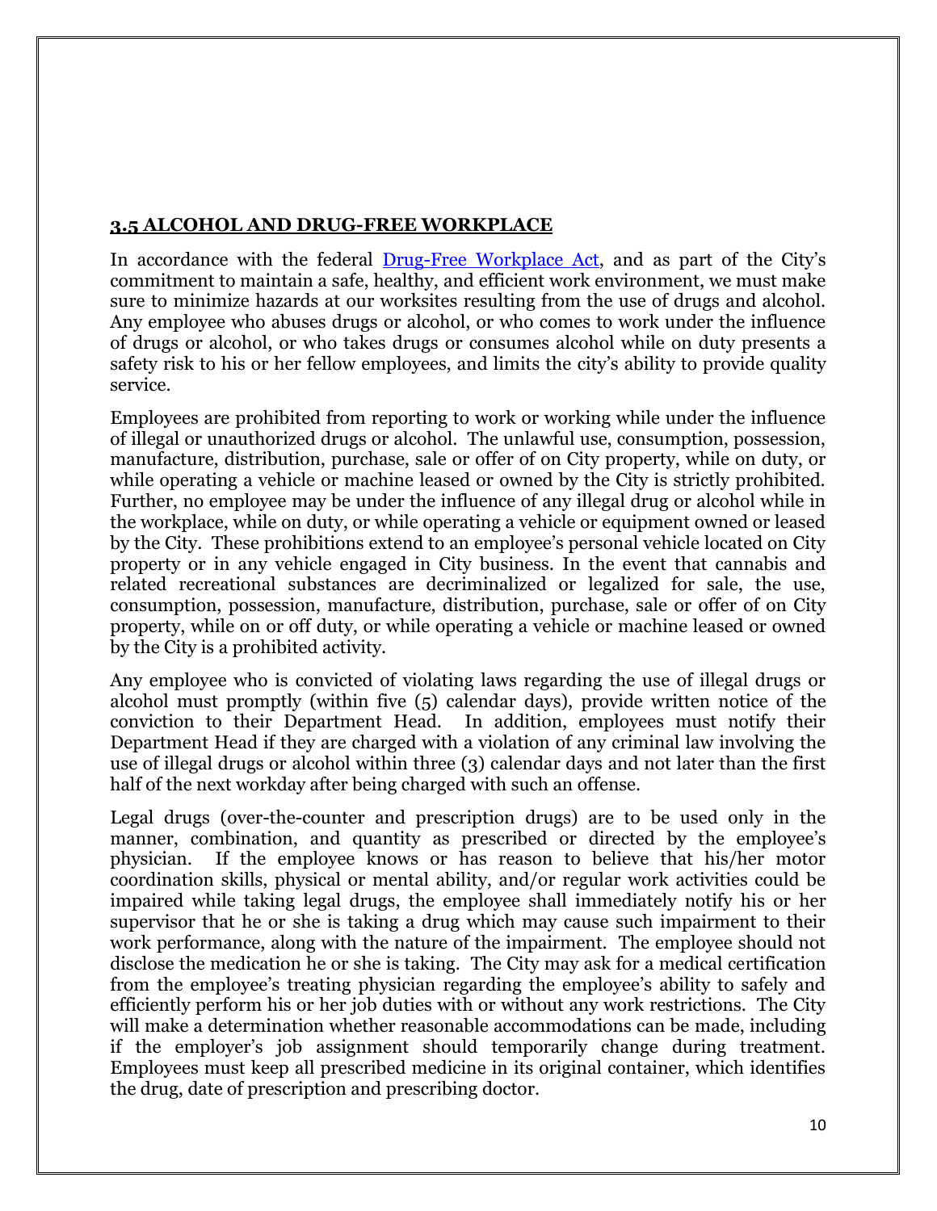## 3.5 ALCOHOL AND DRUG-FREE WORKPLACE

In accordance with the federal [Drug-Free Workplace Act](), and as part of the City's commitment to maintain a safe, healthy, and efficient work environment, we must make sure to minimize hazards at our worksites resulting from the use of drugs and alcohol. Any employee who abuses drugs or alcohol, or who comes to work under the influence of drugs or alcohol, or who takes drugs or consumes alcohol while on duty presents a safety risk to his or her fellow employees, and limits the city's ability to provide quality service.

Employees are prohibited from reporting to work or working while under the influence of illegal or unauthorized drugs or alcohol. The unlawful use, consumption, possession, manufacture, distribution, purchase, sale or offer of on City property, while on duty, or while operating a vehicle or machine leased or owned by the City is strictly prohibited. Further, no employee may be under the influence of any illegal drug or alcohol while in the workplace, while on duty, or while operating a vehicle or equipment owned or leased by the City. These prohibitions extend to an employee's personal vehicle located on City property or in any vehicle engaged in City business. In the event that cannabis and related recreational substances are decriminalized or legalized for sale, the use, consumption, possession, manufacture, distribution, purchase, sale or offer of on City property, while on or off duty, or while operating a vehicle or machine leased or owned by the City is a prohibited activity.

Any employee who is convicted of violating laws regarding the use of illegal drugs or alcohol must promptly (within five (5) calendar days), provide written notice of the conviction to their Department Head. In addition, employees must notify their Department Head if they are charged with a violation of any criminal law involving the use of illegal drugs or alcohol within three (3) calendar days and not later than the first half of the next workday after being charged with such an offense.

Legal drugs (over-the-counter and prescription drugs) are to be used only in the manner, combination, and quantity as prescribed or directed by the employee's physician. If the employee knows or has reason to believe that his/her motor coordination skills, physical or mental ability, and/or regular work activities could be impaired while taking legal drugs, the employee shall immediately notify his or her supervisor that he or she is taking a drug which may cause such impairment to their work performance, along with the nature of the impairment. The employee should not disclose the medication he or she is taking. The City may ask for a medical certification from the employee's treating physician regarding the employee's ability to safely and efficiently perform his or her job duties with or without any work restrictions. The City will make a determination whether reasonable accommodations can be made, including if the employer's job assignment should temporarily change during treatment. Employees must keep all prescribed medicine in its original container, which identifies the drug, date of prescription and prescribing doctor.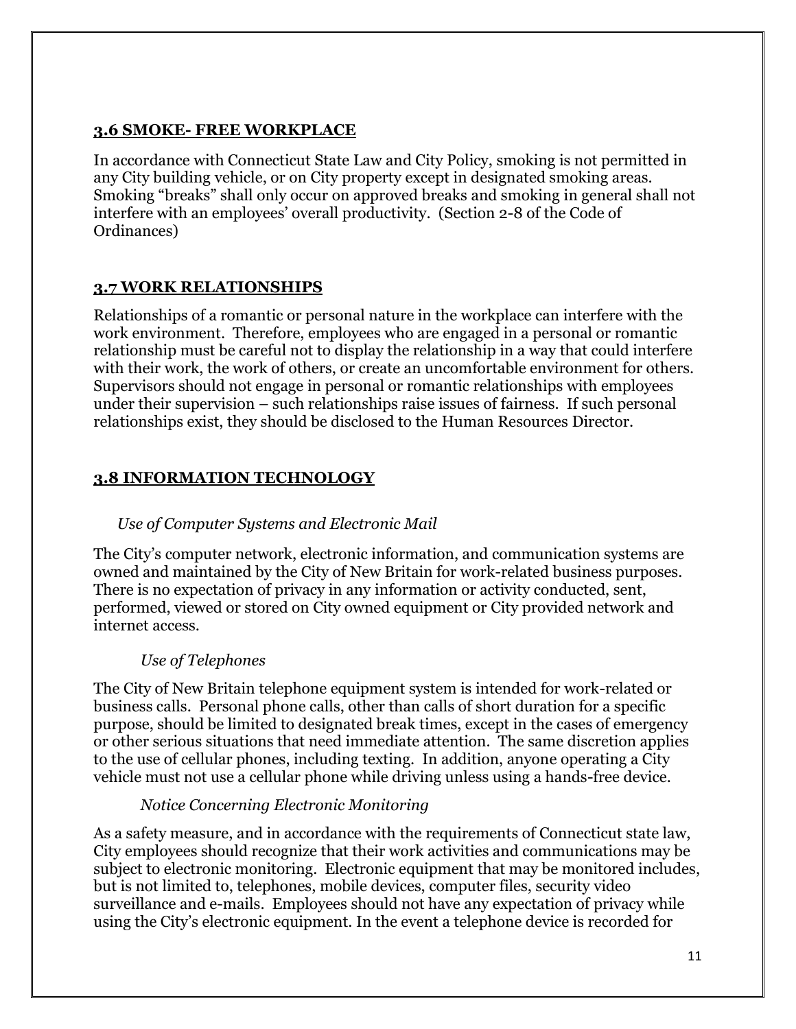## 3.6 SMOKE- FREE WORKPLACE

In accordance with Connecticut State Law and City Policy, smoking is not permitted in any City building vehicle, or on City property except in designated smoking areas. Smoking "breaks" shall only occur on approved breaks and smoking in general shall not interfere with an employees' overall productivity. (Section 2-8 of the Code of Ordinances)

## 3.7 WORK RELATIONSHIPS

Relationships of a romantic or personal nature in the workplace can interfere with the work environment. Therefore, employees who are engaged in a personal or romantic relationship must be careful not to display the relationship in a way that could interfere with their work, the work of others, or create an uncomfortable environment for others. Supervisors should not engage in personal or romantic relationships with employees under their supervision – such relationships raise issues of fairness. If such personal relationships exist, they should be disclosed to the Human Resources Director.

## 3.8 INFORMATION TECHNOLOGY

*Use of Computer Systems and Electronic Mail*

The City's computer network, electronic information, and communication systems are owned and maintained by the City of New Britain for work-related business purposes. There is no expectation of privacy in any information or activity conducted, sent, performed, viewed or stored on City owned equipment or City provided network and internet access.

*Use of Telephones*

The City of New Britain telephone equipment system is intended for work-related or business calls. Personal phone calls, other than calls of short duration for a specific purpose, should be limited to designated break times, except in the cases of emergency or other serious situations that need immediate attention. The same discretion applies to the use of cellular phones, including texting. In addition, anyone operating a City vehicle must not use a cellular phone while driving unless using a hands-free device.

*Notice Concerning Electronic Monitoring*

As a safety measure, and in accordance with the requirements of Connecticut state law, City employees should recognize that their work activities and communications may be subject to electronic monitoring. Electronic equipment that may be monitored includes, but is not limited to, telephones, mobile devices, computer files, security video surveillance and e-mails. Employees should not have any expectation of privacy while using the City's electronic equipment. In the event a telephone device is recorded for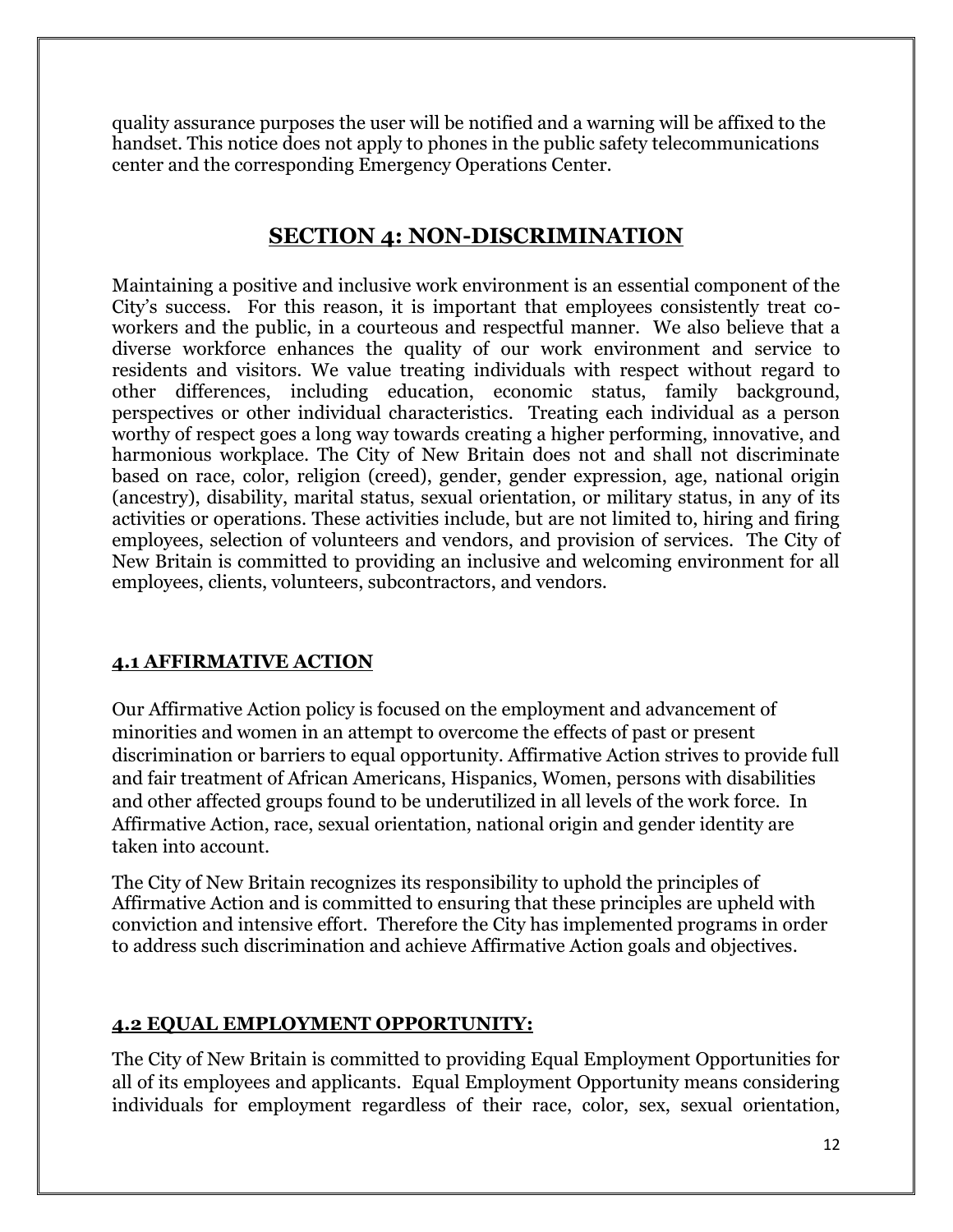quality assurance purposes the user will be notified and a warning will be affixed to the handset. This notice does not apply to phones in the public safety telecommunications center and the corresponding Emergency Operations Center.

## SECTION 4: NON-DISCRIMINATION

Maintaining a positive and inclusive work environment is an essential component of the City's success. For this reason, it is important that employees consistently treat co-workers and the public, in a courteous and respectful manner. We also believe that a diverse workforce enhances the quality of our work environment and service to residents and visitors. We value treating individuals with respect without regard to other differences, including education, economic status, family background, perspectives or other individual characteristics. Treating each individual as a person worthy of respect goes a long way towards creating a higher performing, innovative, and harmonious workplace. The City of New Britain does not and shall not discriminate based on race, color, religion (creed), gender, gender expression, age, national origin (ancestry), disability, marital status, sexual orientation, or military status, in any of its activities or operations. These activities include, but are not limited to, hiring and firing employees, selection of volunteers and vendors, and provision of services. The City of New Britain is committed to providing an inclusive and welcoming environment for all employees, clients, volunteers, subcontractors, and vendors.

### 4.1 AFFIRMATIVE ACTION

Our Affirmative Action policy is focused on the employment and advancement of minorities and women in an attempt to overcome the effects of past or present discrimination or barriers to equal opportunity. Affirmative Action strives to provide full and fair treatment of African Americans, Hispanics, Women, persons with disabilities and other affected groups found to be underutilized in all levels of the work force. In Affirmative Action, race, sexual orientation, national origin and gender identity are taken into account.

The City of New Britain recognizes its responsibility to uphold the principles of Affirmative Action and is committed to ensuring that these principles are upheld with conviction and intensive effort. Therefore the City has implemented programs in order to address such discrimination and achieve Affirmative Action goals and objectives.

### 4.2 EQUAL EMPLOYMENT OPPORTUNITY:

The City of New Britain is committed to providing Equal Employment Opportunities for all of its employees and applicants. Equal Employment Opportunity means considering individuals for employment regardless of their race, color, sex, sexual orientation,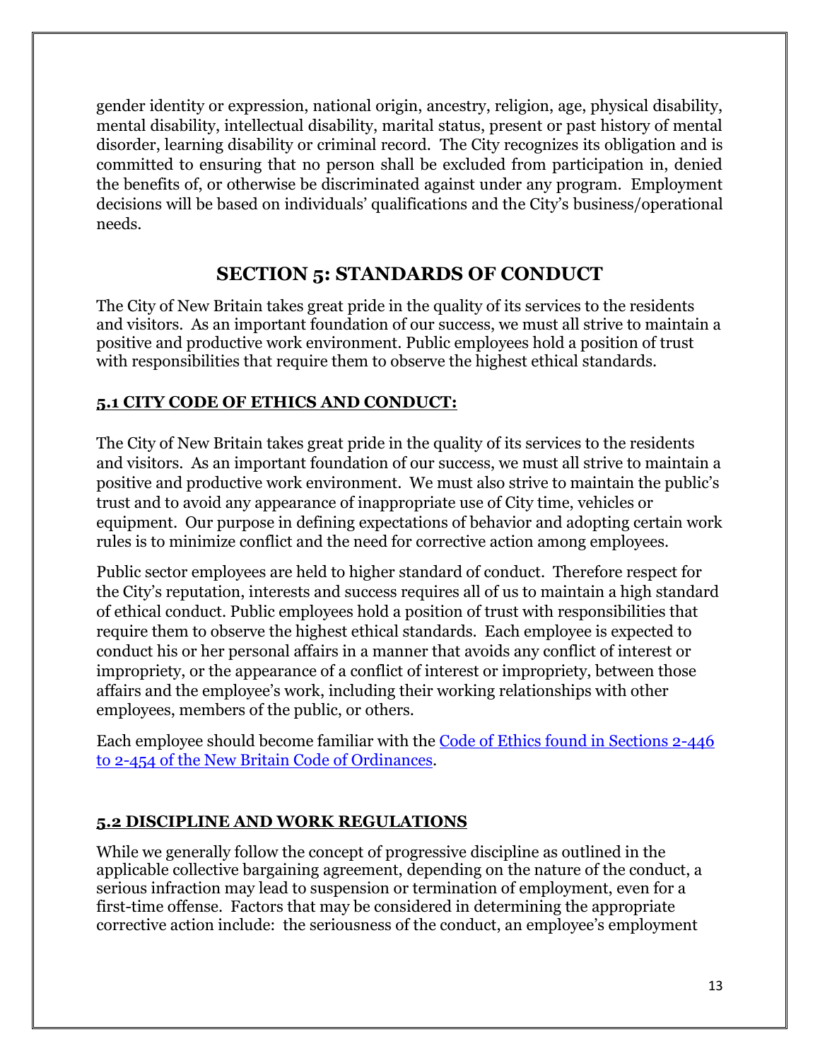gender identity or expression, national origin, ancestry, religion, age, physical disability, mental disability, intellectual disability, marital status, present or past history of mental disorder, learning disability or criminal record. The City recognizes its obligation and is committed to ensuring that no person shall be excluded from participation in, denied the benefits of, or otherwise be discriminated against under any program. Employment decisions will be based on individuals' qualifications and the City's business/operational needs.

## SECTION 5: STANDARDS OF CONDUCT

The City of New Britain takes great pride in the quality of its services to the residents and visitors. As an important foundation of our success, we must all strive to maintain a positive and productive work environment. Public employees hold a position of trust with responsibilities that require them to observe the highest ethical standards.

### 5.1 CITY CODE OF ETHICS AND CONDUCT:

The City of New Britain takes great pride in the quality of its services to the residents and visitors. As an important foundation of our success, we must all strive to maintain a positive and productive work environment. We must also strive to maintain the public's trust and to avoid any appearance of inappropriate use of City time, vehicles or equipment. Our purpose in defining expectations of behavior and adopting certain work rules is to minimize conflict and the need for corrective action among employees.

Public sector employees are held to higher standard of conduct. Therefore respect for the City's reputation, interests and success requires all of us to maintain a high standard of ethical conduct. Public employees hold a position of trust with responsibilities that require them to observe the highest ethical standards. Each employee is expected to conduct his or her personal affairs in a manner that avoids any conflict of interest or impropriety, or the appearance of a conflict of interest or impropriety, between those affairs and the employee's work, including their working relationships with other employees, members of the public, or others.

Each employee should become familiar with the Code of Ethics found in Sections 2-446 to 2-454 of the New Britain Code of Ordinances.

### 5.2 DISCIPLINE AND WORK REGULATIONS

While we generally follow the concept of progressive discipline as outlined in the applicable collective bargaining agreement, depending on the nature of the conduct, a serious infraction may lead to suspension or termination of employment, even for a first-time offense. Factors that may be considered in determining the appropriate corrective action include: the seriousness of the conduct, an employee's employment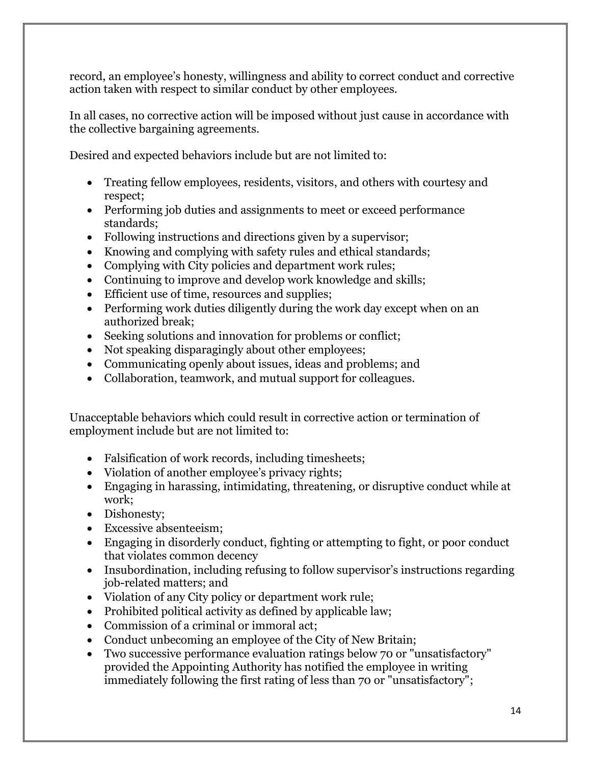record, an employee's honesty, willingness and ability to correct conduct and corrective action taken with respect to similar conduct by other employees.

In all cases, no corrective action will be imposed without just cause in accordance with the collective bargaining agreements.

Desired and expected behaviors include but are not limited to:

- Treating fellow employees, residents, visitors, and others with courtesy and respect;
- Performing job duties and assignments to meet or exceed performance standards;
- Following instructions and directions given by a supervisor;
- Knowing and complying with safety rules and ethical standards;
- Complying with City policies and department work rules;
- Continuing to improve and develop work knowledge and skills;
- Efficient use of time, resources and supplies;
- Performing work duties diligently during the work day except when on an authorized break;
- Seeking solutions and innovation for problems or conflict;
- Not speaking disparagingly about other employees;
- Communicating openly about issues, ideas and problems; and
- Collaboration, teamwork, and mutual support for colleagues.

Unacceptable behaviors which could result in corrective action or termination of employment include but are not limited to:

- Falsification of work records, including timesheets;
- Violation of another employee's privacy rights;
- Engaging in harassing, intimidating, threatening, or disruptive conduct while at work;
- Dishonesty;
- Excessive absenteeism;
- Engaging in disorderly conduct, fighting or attempting to fight, or poor conduct that violates common decency
- Insubordination, including refusing to follow supervisor's instructions regarding job-related matters; and
- Violation of any City policy or department work rule;
- Prohibited political activity as defined by applicable law;
- Commission of a criminal or immoral act;
- Conduct unbecoming an employee of the City of New Britain;
- Two successive performance evaluation ratings below 70 or "unsatisfactory" provided the Appointing Authority has notified the employee in writing immediately following the first rating of less than 70 or "unsatisfactory";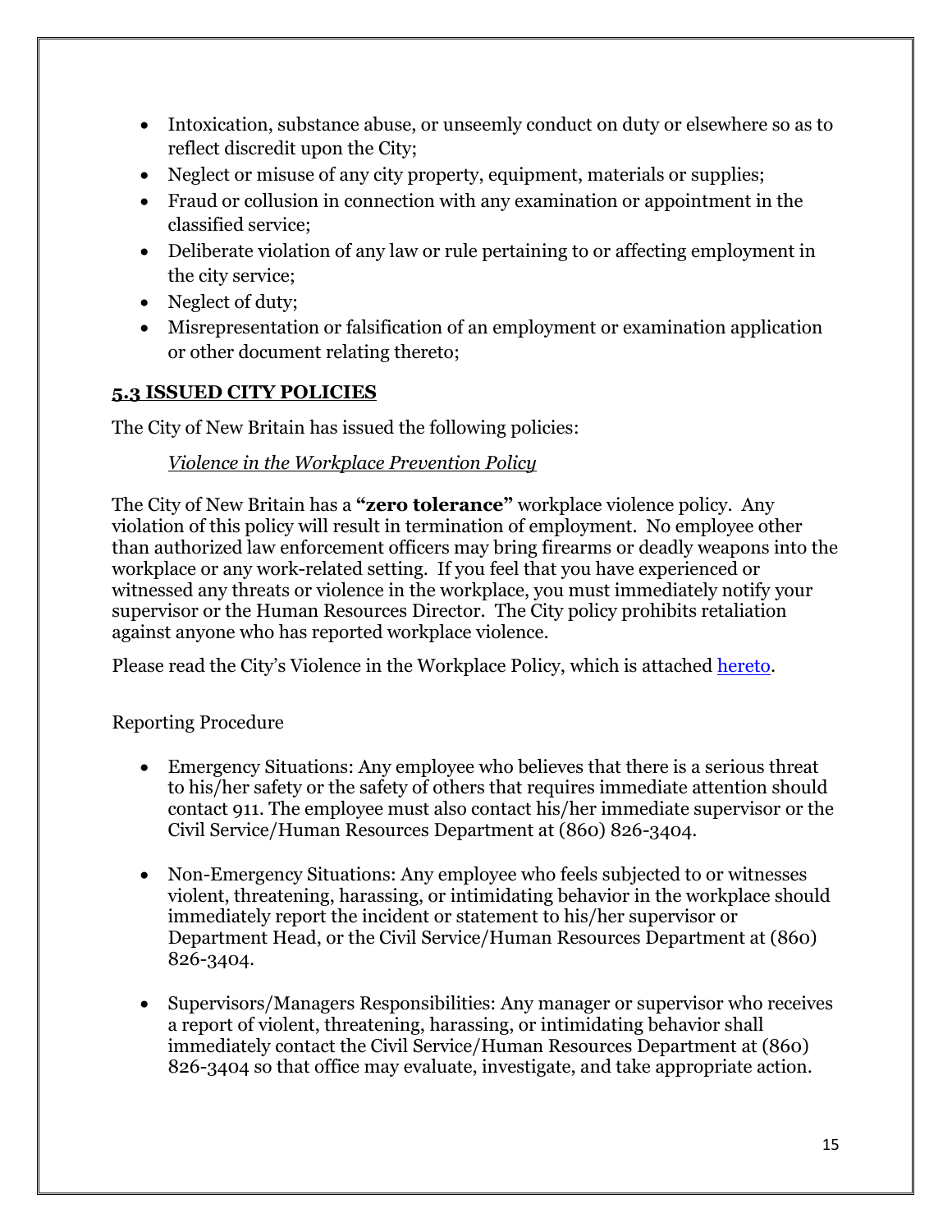- Intoxication, substance abuse, or unseemly conduct on duty or elsewhere so as to reflect discredit upon the City;
- Neglect or misuse of any city property, equipment, materials or supplies;
- Fraud or collusion in connection with any examination or appointment in the classified service;
- Deliberate violation of any law or rule pertaining to or affecting employment in the city service;
- Neglect of duty;
- Misrepresentation or falsification of an employment or examination application or other document relating thereto;

## 5.3 ISSUED CITY POLICIES

The City of New Britain has issued the following policies:

*Violence in the Workplace Prevention Policy*

The City of New Britain has a **"zero tolerance"** workplace violence policy. Any violation of this policy will result in termination of employment. No employee other than authorized law enforcement officers may bring firearms or deadly weapons into the workplace or any work-related setting. If you feel that you have experienced or witnessed any threats or violence in the workplace, you must immediately notify your supervisor or the Human Resources Director. The City policy prohibits retaliation against anyone who has reported workplace violence.

Please read the City's Violence in the Workplace Policy, which is attached hereto.

Reporting Procedure

- Emergency Situations: Any employee who believes that there is a serious threat to his/her safety or the safety of others that requires immediate attention should contact 911. The employee must also contact his/her immediate supervisor or the Civil Service/Human Resources Department at (860) 826-3404.

- Non-Emergency Situations: Any employee who feels subjected to or witnesses violent, threatening, harassing, or intimidating behavior in the workplace should immediately report the incident or statement to his/her supervisor or Department Head, or the Civil Service/Human Resources Department at (860) 826-3404.

- Supervisors/Managers Responsibilities: Any manager or supervisor who receives a report of violent, threatening, harassing, or intimidating behavior shall immediately contact the Civil Service/Human Resources Department at (860) 826-3404 so that office may evaluate, investigate, and take appropriate action.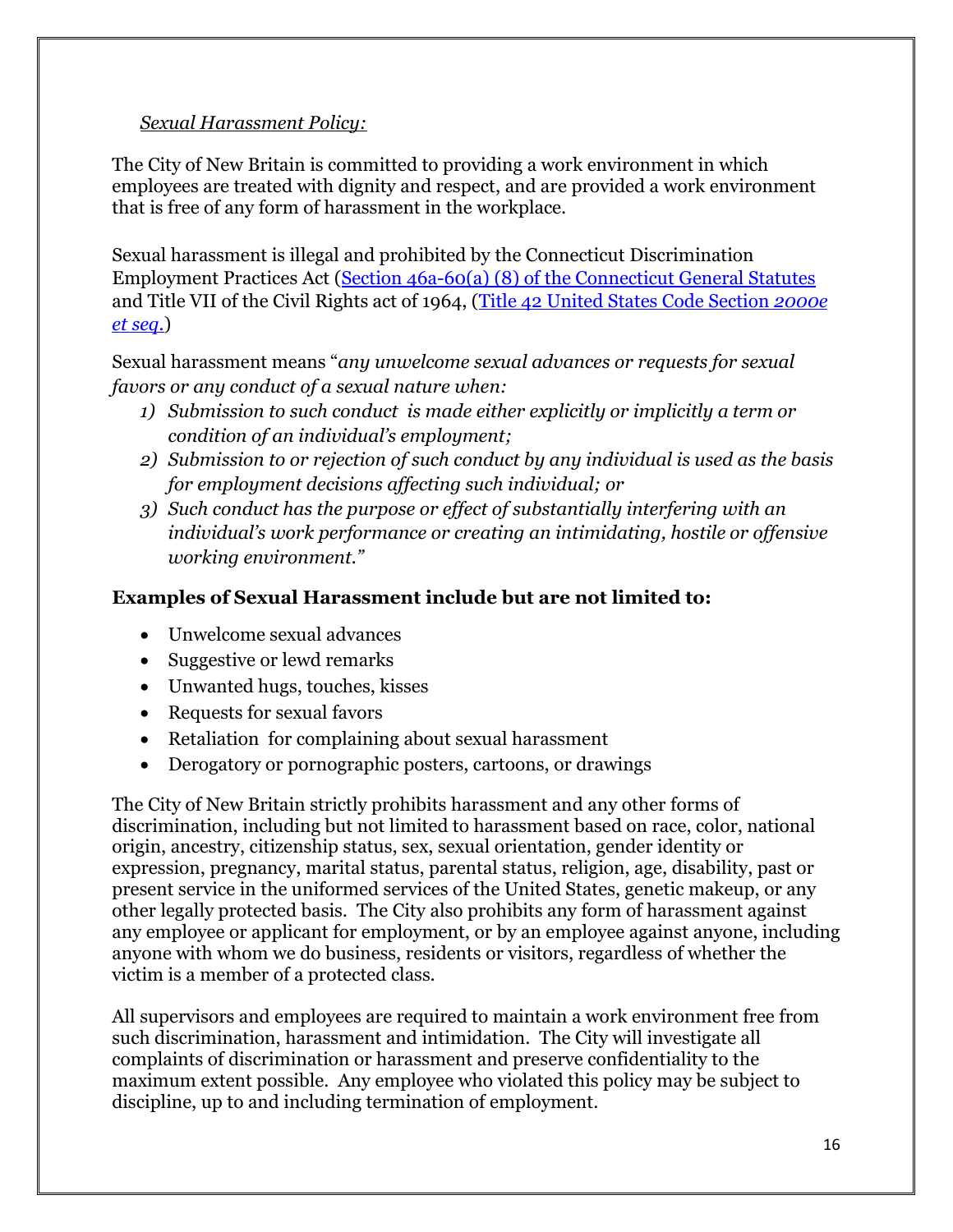*Sexual Harassment Policy:*

The City of New Britain is committed to providing a work environment in which employees are treated with dignity and respect, and are provided a work environment that is free of any form of harassment in the workplace.

Sexual harassment is illegal and prohibited by the Connecticut Discrimination Employment Practices Act (Section 46a-60(a) (8) of the Connecticut General Statutes and Title VII of the Civil Rights act of 1964, (Title 42 United States Code Section *2000e et seq.*)

Sexual harassment means "*any unwelcome sexual advances or requests for sexual favors or any conduct of a sexual nature when:*

1) *Submission to such conduct is made either explicitly or implicitly a term or condition of an individual's employment;*
2) *Submission to or rejection of such conduct by any individual is used as the basis for employment decisions affecting such individual; or*
3) *Such conduct has the purpose or effect of substantially interfering with an individual's work performance or creating an intimidating, hostile or offensive working environment."*

**Examples of Sexual Harassment include but are not limited to:**

- Unwelcome sexual advances
- Suggestive or lewd remarks
- Unwanted hugs, touches, kisses
- Requests for sexual favors
- Retaliation for complaining about sexual harassment
- Derogatory or pornographic posters, cartoons, or drawings

The City of New Britain strictly prohibits harassment and any other forms of discrimination, including but not limited to harassment based on race, color, national origin, ancestry, citizenship status, sex, sexual orientation, gender identity or expression, pregnancy, marital status, parental status, religion, age, disability, past or present service in the uniformed services of the United States, genetic makeup, or any other legally protected basis. The City also prohibits any form of harassment against any employee or applicant for employment, or by an employee against anyone, including anyone with whom we do business, residents or visitors, regardless of whether the victim is a member of a protected class.

All supervisors and employees are required to maintain a work environment free from such discrimination, harassment and intimidation. The City will investigate all complaints of discrimination or harassment and preserve confidentiality to the maximum extent possible. Any employee who violated this policy may be subject to discipline, up to and including termination of employment.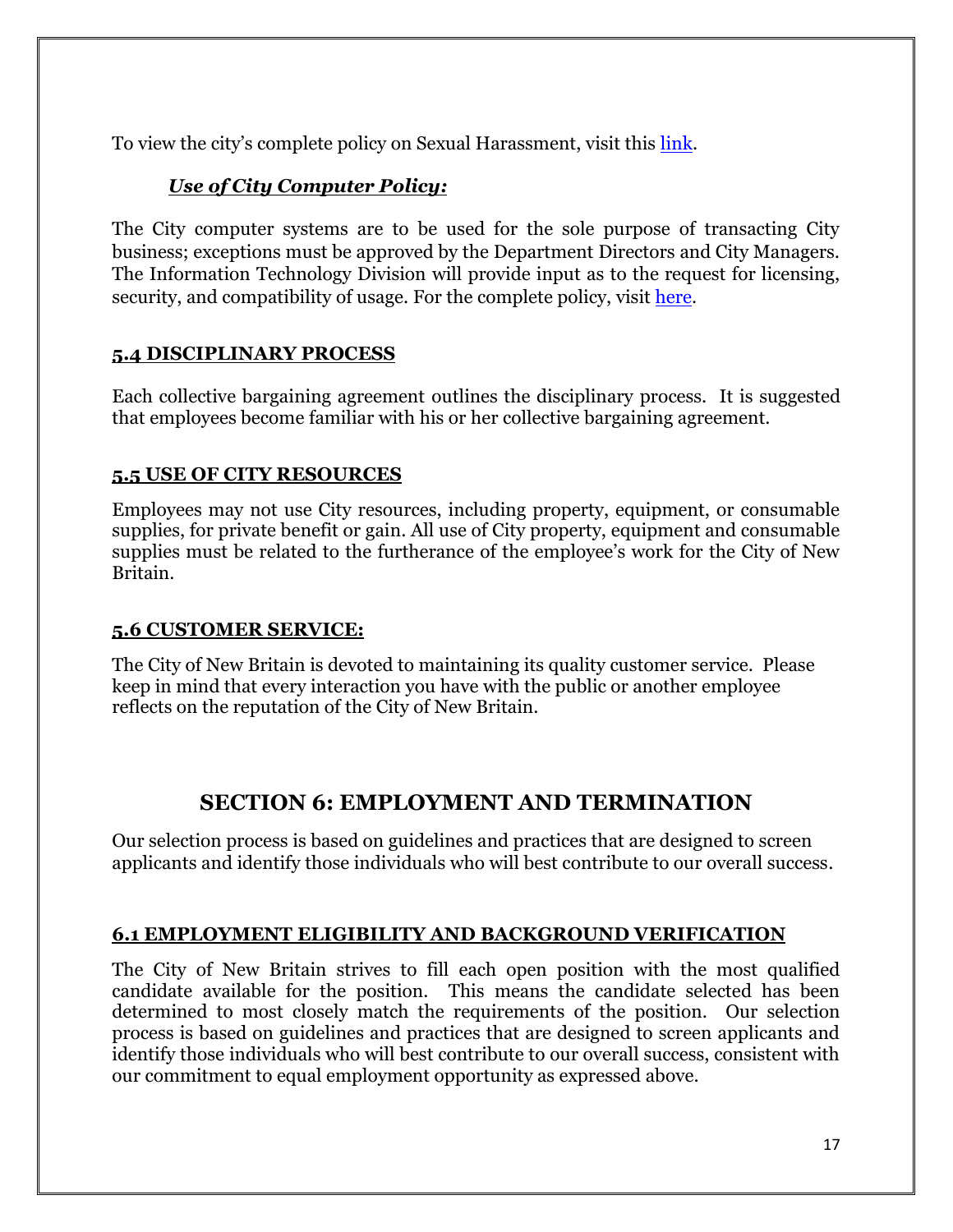To view the city's complete policy on Sexual Harassment, visit this link.

***Use of City Computer Policy:***

The City computer systems are to be used for the sole purpose of transacting City business; exceptions must be approved by the Department Directors and City Managers. The Information Technology Division will provide input as to the request for licensing, security, and compatibility of usage. For the complete policy, visit here.

### 5.4 DISCIPLINARY PROCESS

Each collective bargaining agreement outlines the disciplinary process. It is suggested that employees become familiar with his or her collective bargaining agreement.

### 5.5 USE OF CITY RESOURCES

Employees may not use City resources, including property, equipment, or consumable supplies, for private benefit or gain. All use of City property, equipment and consumable supplies must be related to the furtherance of the employee's work for the City of New Britain.

### 5.6 CUSTOMER SERVICE:

The City of New Britain is devoted to maintaining its quality customer service. Please keep in mind that every interaction you have with the public or another employee reflects on the reputation of the City of New Britain.

## SECTION 6: EMPLOYMENT AND TERMINATION

Our selection process is based on guidelines and practices that are designed to screen applicants and identify those individuals who will best contribute to our overall success.

### 6.1 EMPLOYMENT ELIGIBILITY AND BACKGROUND VERIFICATION

The City of New Britain strives to fill each open position with the most qualified candidate available for the position. This means the candidate selected has been determined to most closely match the requirements of the position. Our selection process is based on guidelines and practices that are designed to screen applicants and identify those individuals who will best contribute to our overall success, consistent with our commitment to equal employment opportunity as expressed above.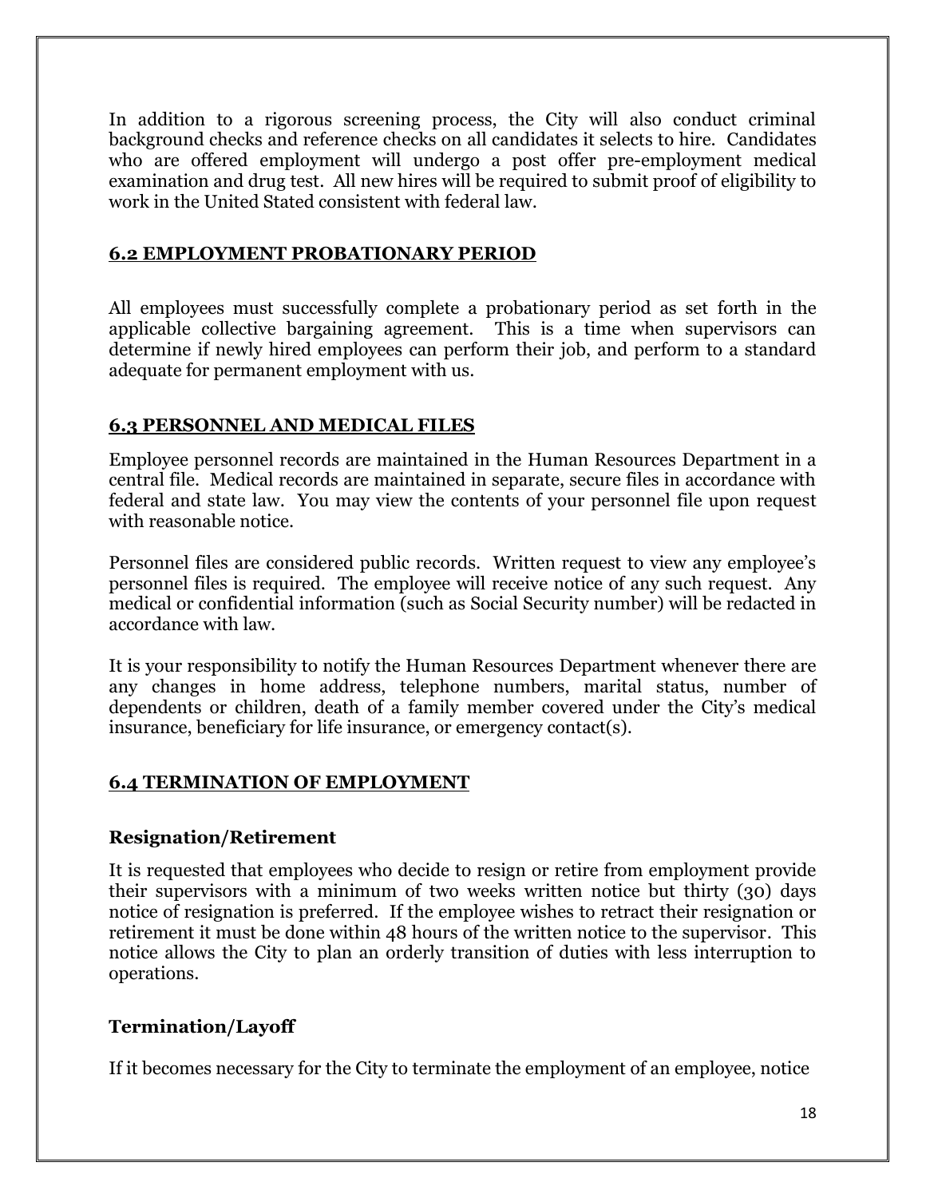In addition to a rigorous screening process, the City will also conduct criminal background checks and reference checks on all candidates it selects to hire. Candidates who are offered employment will undergo a post offer pre-employment medical examination and drug test. All new hires will be required to submit proof of eligibility to work in the United Stated consistent with federal law.

## 6.2 EMPLOYMENT PROBATIONARY PERIOD

All employees must successfully complete a probationary period as set forth in the applicable collective bargaining agreement. This is a time when supervisors can determine if newly hired employees can perform their job, and perform to a standard adequate for permanent employment with us.

## 6.3 PERSONNEL AND MEDICAL FILES

Employee personnel records are maintained in the Human Resources Department in a central file. Medical records are maintained in separate, secure files in accordance with federal and state law. You may view the contents of your personnel file upon request with reasonable notice.

Personnel files are considered public records. Written request to view any employee's personnel files is required. The employee will receive notice of any such request. Any medical or confidential information (such as Social Security number) will be redacted in accordance with law.

It is your responsibility to notify the Human Resources Department whenever there are any changes in home address, telephone numbers, marital status, number of dependents or children, death of a family member covered under the City's medical insurance, beneficiary for life insurance, or emergency contact(s).

## 6.4 TERMINATION OF EMPLOYMENT

### Resignation/Retirement

It is requested that employees who decide to resign or retire from employment provide their supervisors with a minimum of two weeks written notice but thirty (30) days notice of resignation is preferred. If the employee wishes to retract their resignation or retirement it must be done within 48 hours of the written notice to the supervisor. This notice allows the City to plan an orderly transition of duties with less interruption to operations.

### Termination/Layoff

If it becomes necessary for the City to terminate the employment of an employee, notice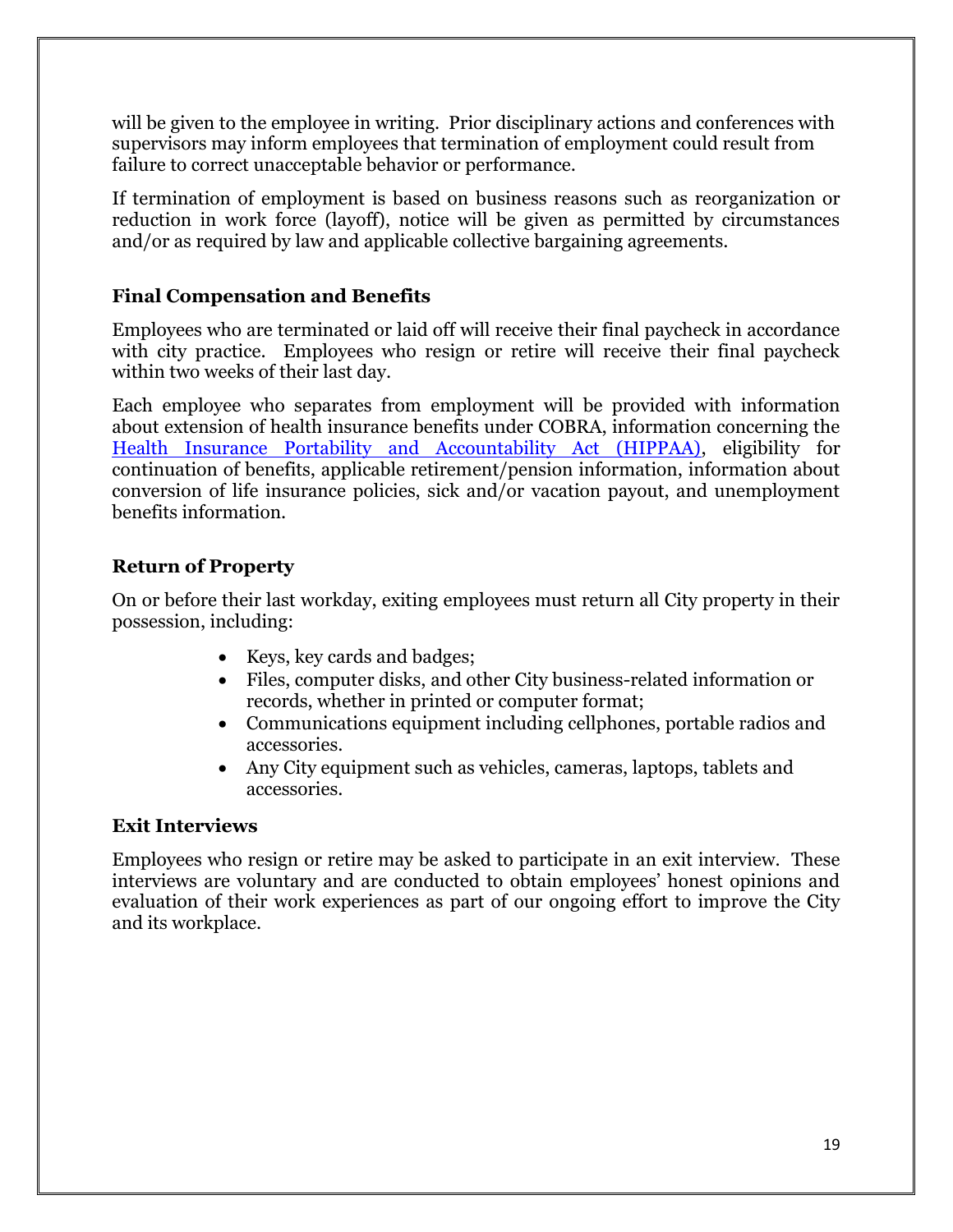will be given to the employee in writing. Prior disciplinary actions and conferences with supervisors may inform employees that termination of employment could result from failure to correct unacceptable behavior or performance.

If termination of employment is based on business reasons such as reorganization or reduction in work force (layoff), notice will be given as permitted by circumstances and/or as required by law and applicable collective bargaining agreements.

### Final Compensation and Benefits

Employees who are terminated or laid off will receive their final paycheck in accordance with city practice. Employees who resign or retire will receive their final paycheck within two weeks of their last day.

Each employee who separates from employment will be provided with information about extension of health insurance benefits under COBRA, information concerning the Health Insurance Portability and Accountability Act (HIPPAA), eligibility for continuation of benefits, applicable retirement/pension information, information about conversion of life insurance policies, sick and/or vacation payout, and unemployment benefits information.

### Return of Property

On or before their last workday, exiting employees must return all City property in their possession, including:

- Keys, key cards and badges;
- Files, computer disks, and other City business-related information or records, whether in printed or computer format;
- Communications equipment including cellphones, portable radios and accessories.
- Any City equipment such as vehicles, cameras, laptops, tablets and accessories.

### Exit Interviews

Employees who resign or retire may be asked to participate in an exit interview. These interviews are voluntary and are conducted to obtain employees' honest opinions and evaluation of their work experiences as part of our ongoing effort to improve the City and its workplace.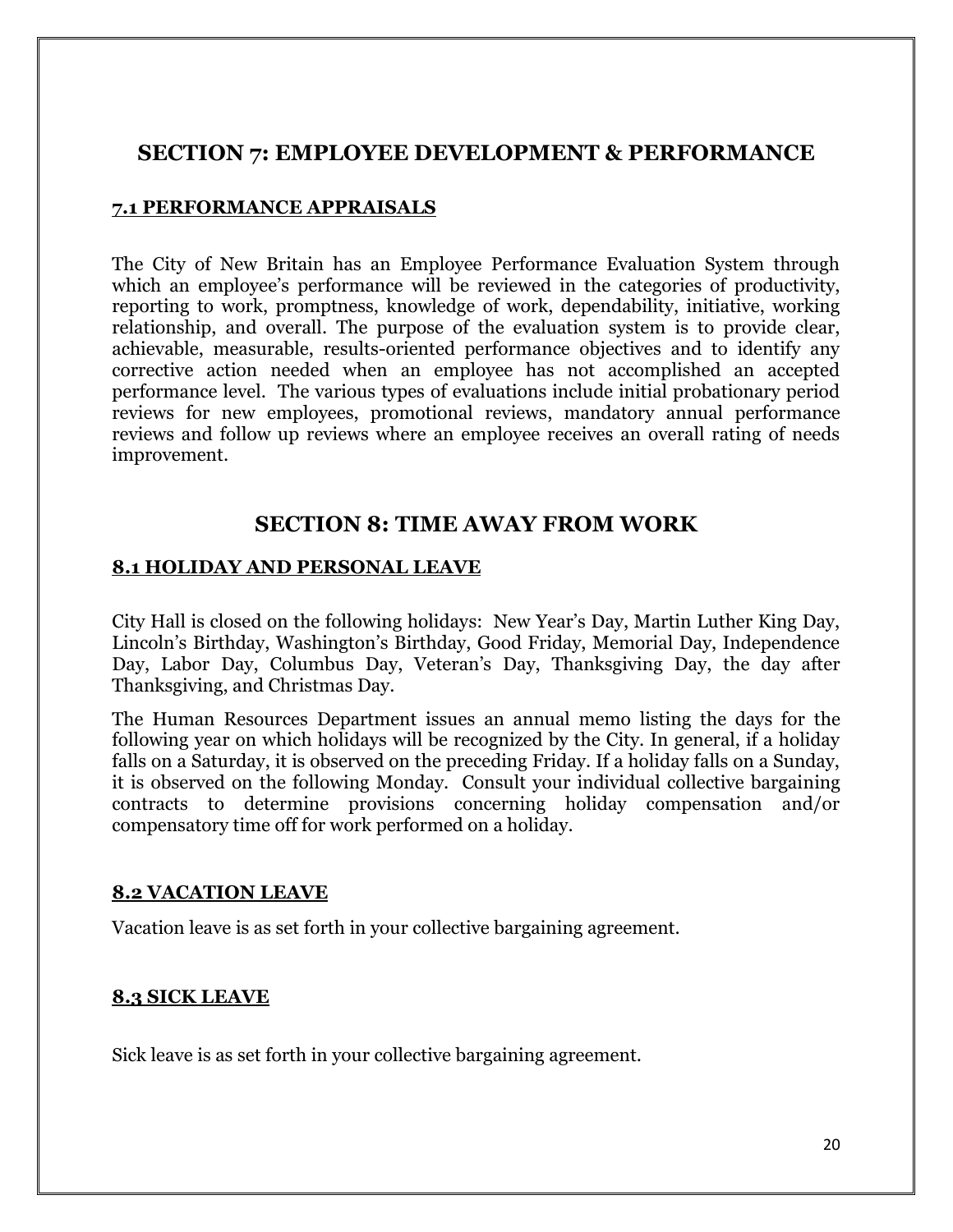## SECTION 7: EMPLOYEE DEVELOPMENT & PERFORMANCE

### 7.1 PERFORMANCE APPRAISALS

The City of New Britain has an Employee Performance Evaluation System through which an employee's performance will be reviewed in the categories of productivity, reporting to work, promptness, knowledge of work, dependability, initiative, working relationship, and overall. The purpose of the evaluation system is to provide clear, achievable, measurable, results-oriented performance objectives and to identify any corrective action needed when an employee has not accomplished an accepted performance level. The various types of evaluations include initial probationary period reviews for new employees, promotional reviews, mandatory annual performance reviews and follow up reviews where an employee receives an overall rating of needs improvement.

## SECTION 8: TIME AWAY FROM WORK

### 8.1 HOLIDAY AND PERSONAL LEAVE

City Hall is closed on the following holidays: New Year's Day, Martin Luther King Day, Lincoln's Birthday, Washington's Birthday, Good Friday, Memorial Day, Independence Day, Labor Day, Columbus Day, Veteran's Day, Thanksgiving Day, the day after Thanksgiving, and Christmas Day.

The Human Resources Department issues an annual memo listing the days for the following year on which holidays will be recognized by the City. In general, if a holiday falls on a Saturday, it is observed on the preceding Friday. If a holiday falls on a Sunday, it is observed on the following Monday. Consult your individual collective bargaining contracts to determine provisions concerning holiday compensation and/or compensatory time off for work performed on a holiday.

### 8.2 VACATION LEAVE

Vacation leave is as set forth in your collective bargaining agreement.

### 8.3 SICK LEAVE

Sick leave is as set forth in your collective bargaining agreement.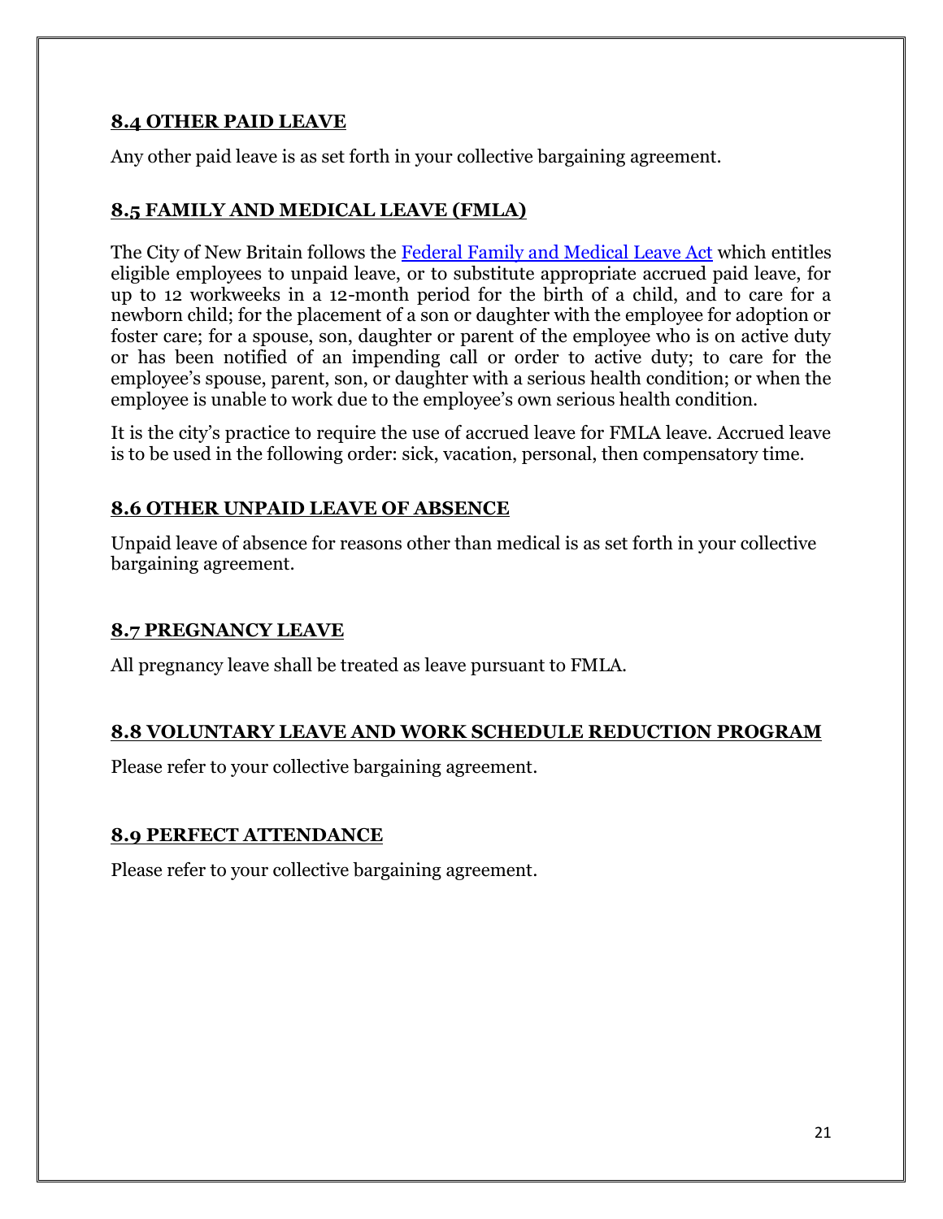## **8.4 OTHER PAID LEAVE**

Any other paid leave is as set forth in your collective bargaining agreement.

## **8.5 FAMILY AND MEDICAL LEAVE (FMLA)**

The City of New Britain follows the [Federal Family and Medical Leave Act] which entitles eligible employees to unpaid leave, or to substitute appropriate accrued paid leave, for up to 12 workweeks in a 12-month period for the birth of a child, and to care for a newborn child; for the placement of a son or daughter with the employee for adoption or foster care; for a spouse, son, daughter or parent of the employee who is on active duty or has been notified of an impending call or order to active duty; to care for the employee's spouse, parent, son, or daughter with a serious health condition; or when the employee is unable to work due to the employee's own serious health condition.

It is the city's practice to require the use of accrued leave for FMLA leave. Accrued leave is to be used in the following order: sick, vacation, personal, then compensatory time.

## **8.6 OTHER UNPAID LEAVE OF ABSENCE**

Unpaid leave of absence for reasons other than medical is as set forth in your collective bargaining agreement.

## **8.7 PREGNANCY LEAVE**

All pregnancy leave shall be treated as leave pursuant to FMLA.

## **8.8 VOLUNTARY LEAVE AND WORK SCHEDULE REDUCTION PROGRAM**

Please refer to your collective bargaining agreement.

## **8.9 PERFECT ATTENDANCE**

Please refer to your collective bargaining agreement.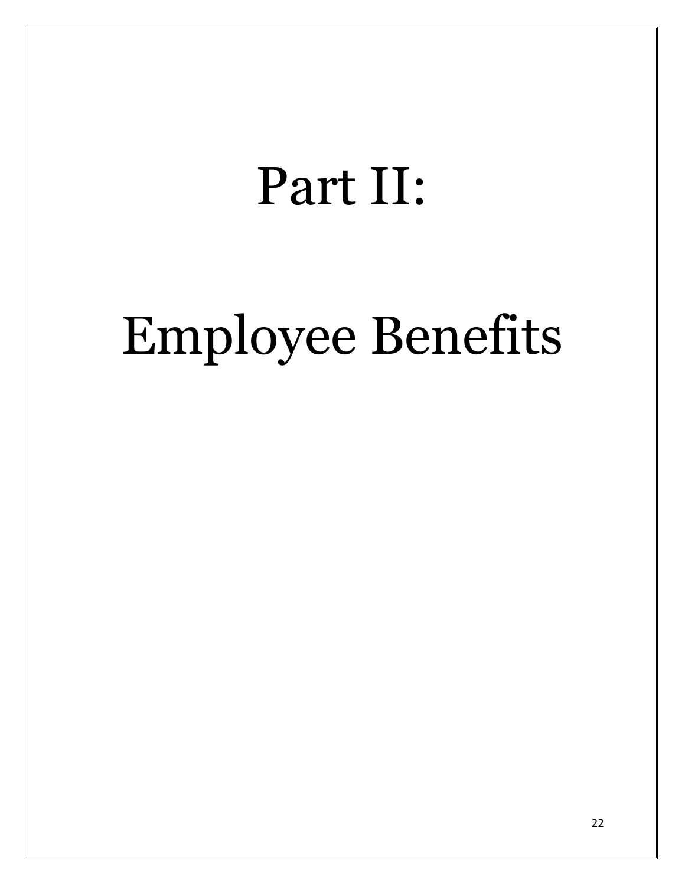# Part II:

# Employee Benefits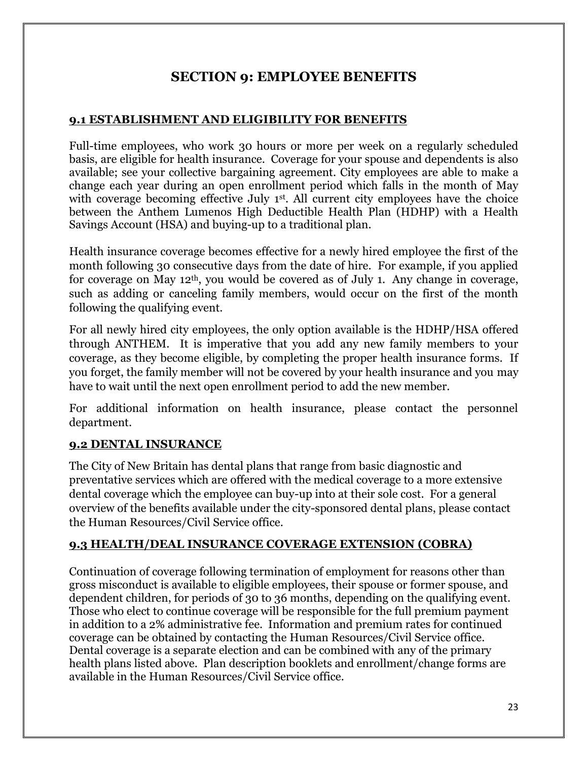# SECTION 9: EMPLOYEE BENEFITS

## 9.1 ESTABLISHMENT AND ELIGIBILITY FOR BENEFITS

Full-time employees, who work 30 hours or more per week on a regularly scheduled basis, are eligible for health insurance. Coverage for your spouse and dependents is also available; see your collective bargaining agreement. City employees are able to make a change each year during an open enrollment period which falls in the month of May with coverage becoming effective July 1st. All current city employees have the choice between the Anthem Lumenos High Deductible Health Plan (HDHP) with a Health Savings Account (HSA) and buying-up to a traditional plan.

Health insurance coverage becomes effective for a newly hired employee the first of the month following 30 consecutive days from the date of hire. For example, if you applied for coverage on May 12th, you would be covered as of July 1. Any change in coverage, such as adding or canceling family members, would occur on the first of the month following the qualifying event.

For all newly hired city employees, the only option available is the HDHP/HSA offered through ANTHEM. It is imperative that you add any new family members to your coverage, as they become eligible, by completing the proper health insurance forms. If you forget, the family member will not be covered by your health insurance and you may have to wait until the next open enrollment period to add the new member.

For additional information on health insurance, please contact the personnel department.

## 9.2 DENTAL INSURANCE

The City of New Britain has dental plans that range from basic diagnostic and preventative services which are offered with the medical coverage to a more extensive dental coverage which the employee can buy-up into at their sole cost. For a general overview of the benefits available under the city-sponsored dental plans, please contact the Human Resources/Civil Service office.

## 9.3 HEALTH/DEAL INSURANCE COVERAGE EXTENSION (COBRA)

Continuation of coverage following termination of employment for reasons other than gross misconduct is available to eligible employees, their spouse or former spouse, and dependent children, for periods of 30 to 36 months, depending on the qualifying event. Those who elect to continue coverage will be responsible for the full premium payment in addition to a 2% administrative fee. Information and premium rates for continued coverage can be obtained by contacting the Human Resources/Civil Service office. Dental coverage is a separate election and can be combined with any of the primary health plans listed above. Plan description booklets and enrollment/change forms are available in the Human Resources/Civil Service office.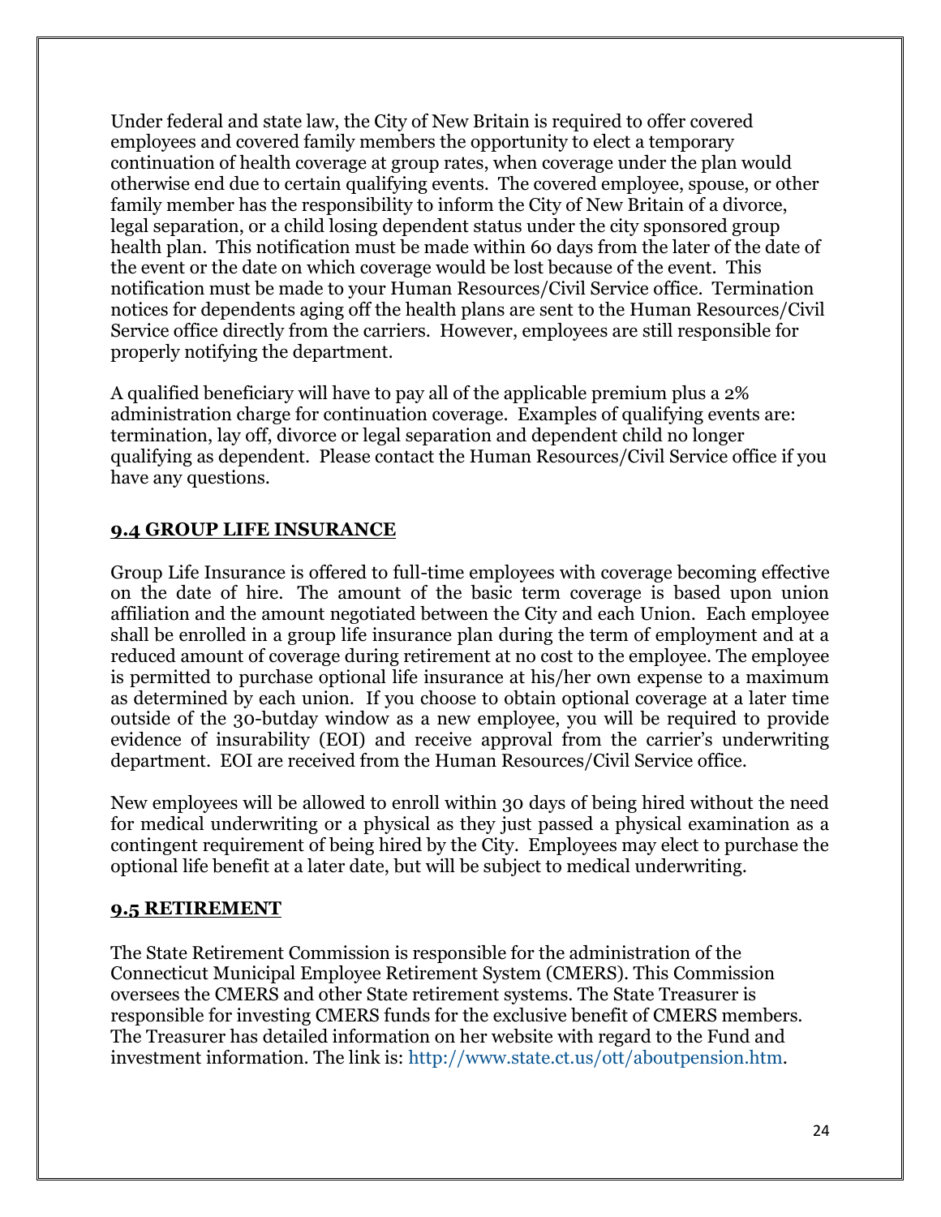Under federal and state law, the City of New Britain is required to offer covered employees and covered family members the opportunity to elect a temporary continuation of health coverage at group rates, when coverage under the plan would otherwise end due to certain qualifying events. The covered employee, spouse, or other family member has the responsibility to inform the City of New Britain of a divorce, legal separation, or a child losing dependent status under the city sponsored group health plan. This notification must be made within 60 days from the later of the date of the event or the date on which coverage would be lost because of the event. This notification must be made to your Human Resources/Civil Service office. Termination notices for dependents aging off the health plans are sent to the Human Resources/Civil Service office directly from the carriers. However, employees are still responsible for properly notifying the department.

A qualified beneficiary will have to pay all of the applicable premium plus a 2% administration charge for continuation coverage. Examples of qualifying events are: termination, lay off, divorce or legal separation and dependent child no longer qualifying as dependent. Please contact the Human Resources/Civil Service office if you have any questions.

## 9.4 GROUP LIFE INSURANCE

Group Life Insurance is offered to full-time employees with coverage becoming effective on the date of hire. The amount of the basic term coverage is based upon union affiliation and the amount negotiated between the City and each Union. Each employee shall be enrolled in a group life insurance plan during the term of employment and at a reduced amount of coverage during retirement at no cost to the employee. The employee is permitted to purchase optional life insurance at his/her own expense to a maximum as determined by each union. If you choose to obtain optional coverage at a later time outside of the 30-butday window as a new employee, you will be required to provide evidence of insurability (EOI) and receive approval from the carrier's underwriting department. EOI are received from the Human Resources/Civil Service office.

New employees will be allowed to enroll within 30 days of being hired without the need for medical underwriting or a physical as they just passed a physical examination as a contingent requirement of being hired by the City. Employees may elect to purchase the optional life benefit at a later date, but will be subject to medical underwriting.

## 9.5 RETIREMENT

The State Retirement Commission is responsible for the administration of the Connecticut Municipal Employee Retirement System (CMERS). This Commission oversees the CMERS and other State retirement systems. The State Treasurer is responsible for investing CMERS funds for the exclusive benefit of CMERS members. The Treasurer has detailed information on her website with regard to the Fund and investment information. The link is: http://www.state.ct.us/ott/aboutpension.htm.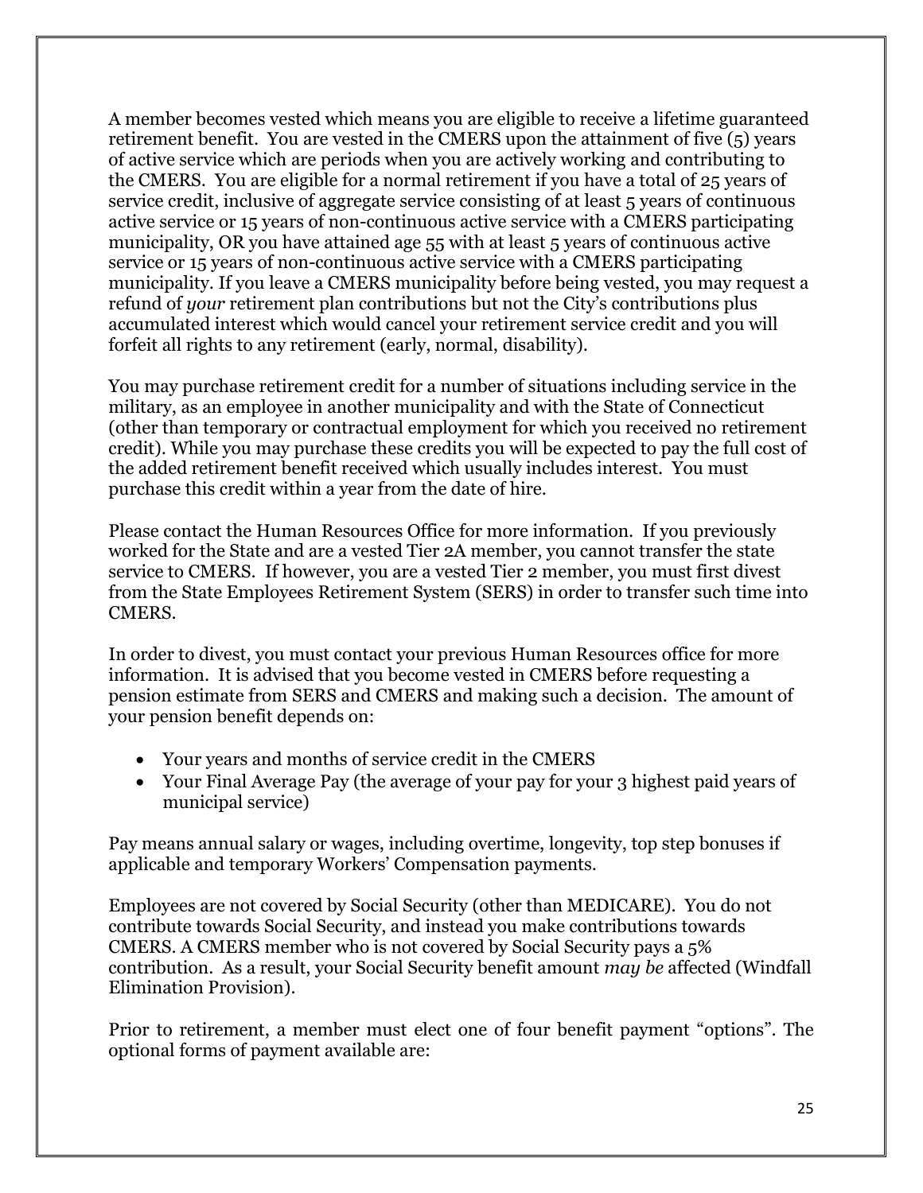A member becomes vested which means you are eligible to receive a lifetime guaranteed retirement benefit. You are vested in the CMERS upon the attainment of five (5) years of active service which are periods when you are actively working and contributing to the CMERS. You are eligible for a normal retirement if you have a total of 25 years of service credit, inclusive of aggregate service consisting of at least 5 years of continuous active service or 15 years of non-continuous active service with a CMERS participating municipality, OR you have attained age 55 with at least 5 years of continuous active service or 15 years of non-continuous active service with a CMERS participating municipality. If you leave a CMERS municipality before being vested, you may request a refund of *your* retirement plan contributions but not the City's contributions plus accumulated interest which would cancel your retirement service credit and you will forfeit all rights to any retirement (early, normal, disability).

You may purchase retirement credit for a number of situations including service in the military, as an employee in another municipality and with the State of Connecticut (other than temporary or contractual employment for which you received no retirement credit). While you may purchase these credits you will be expected to pay the full cost of the added retirement benefit received which usually includes interest. You must purchase this credit within a year from the date of hire.

Please contact the Human Resources Office for more information. If you previously worked for the State and are a vested Tier 2A member, you cannot transfer the state service to CMERS. If however, you are a vested Tier 2 member, you must first divest from the State Employees Retirement System (SERS) in order to transfer such time into CMERS.

In order to divest, you must contact your previous Human Resources office for more information. It is advised that you become vested in CMERS before requesting a pension estimate from SERS and CMERS and making such a decision. The amount of your pension benefit depends on:

- Your years and months of service credit in the CMERS
- Your Final Average Pay (the average of your pay for your 3 highest paid years of municipal service)

Pay means annual salary or wages, including overtime, longevity, top step bonuses if applicable and temporary Workers' Compensation payments.

Employees are not covered by Social Security (other than MEDICARE). You do not contribute towards Social Security, and instead you make contributions towards CMERS. A CMERS member who is not covered by Social Security pays a 5% contribution. As a result, your Social Security benefit amount *may be* affected (Windfall Elimination Provision).

Prior to retirement, a member must elect one of four benefit payment "options". The optional forms of payment available are: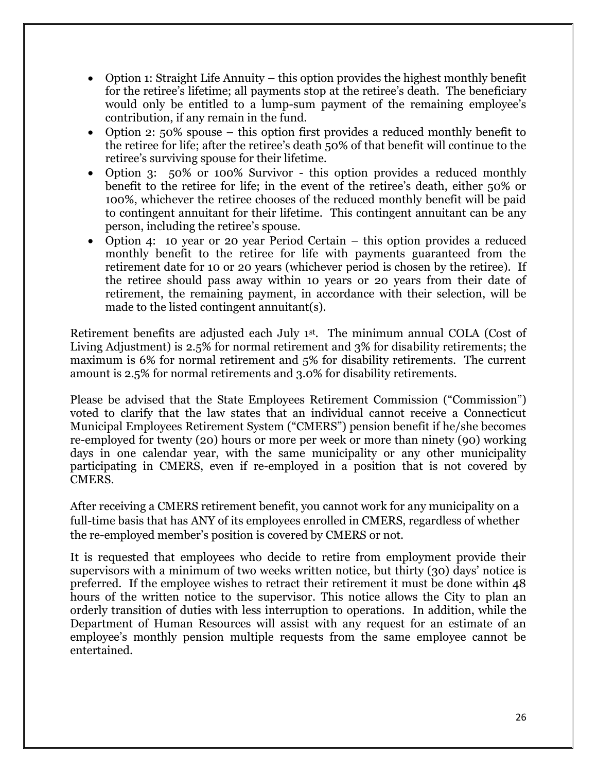- Option 1: Straight Life Annuity – this option provides the highest monthly benefit for the retiree's lifetime; all payments stop at the retiree's death. The beneficiary would only be entitled to a lump-sum payment of the remaining employee's contribution, if any remain in the fund.
- Option 2: 50% spouse – this option first provides a reduced monthly benefit to the retiree for life; after the retiree's death 50% of that benefit will continue to the retiree's surviving spouse for their lifetime.
- Option 3: 50% or 100% Survivor - this option provides a reduced monthly benefit to the retiree for life; in the event of the retiree's death, either 50% or 100%, whichever the retiree chooses of the reduced monthly benefit will be paid to contingent annuitant for their lifetime. This contingent annuitant can be any person, including the retiree's spouse.
- Option 4: 10 year or 20 year Period Certain – this option provides a reduced monthly benefit to the retiree for life with payments guaranteed from the retirement date for 10 or 20 years (whichever period is chosen by the retiree). If the retiree should pass away within 10 years or 20 years from their date of retirement, the remaining payment, in accordance with their selection, will be made to the listed contingent annuitant(s).

Retirement benefits are adjusted each July 1st. The minimum annual COLA (Cost of Living Adjustment) is 2.5% for normal retirement and 3% for disability retirements; the maximum is 6% for normal retirement and 5% for disability retirements. The current amount is 2.5% for normal retirements and 3.0% for disability retirements.

Please be advised that the State Employees Retirement Commission ("Commission") voted to clarify that the law states that an individual cannot receive a Connecticut Municipal Employees Retirement System ("CMERS") pension benefit if he/she becomes re-employed for twenty (20) hours or more per week or more than ninety (90) working days in one calendar year, with the same municipality or any other municipality participating in CMERS, even if re-employed in a position that is not covered by CMERS.

After receiving a CMERS retirement benefit, you cannot work for any municipality on a full-time basis that has ANY of its employees enrolled in CMERS, regardless of whether the re-employed member's position is covered by CMERS or not.

It is requested that employees who decide to retire from employment provide their supervisors with a minimum of two weeks written notice, but thirty (30) days' notice is preferred. If the employee wishes to retract their retirement it must be done within 48 hours of the written notice to the supervisor. This notice allows the City to plan an orderly transition of duties with less interruption to operations. In addition, while the Department of Human Resources will assist with any request for an estimate of an employee's monthly pension multiple requests from the same employee cannot be entertained.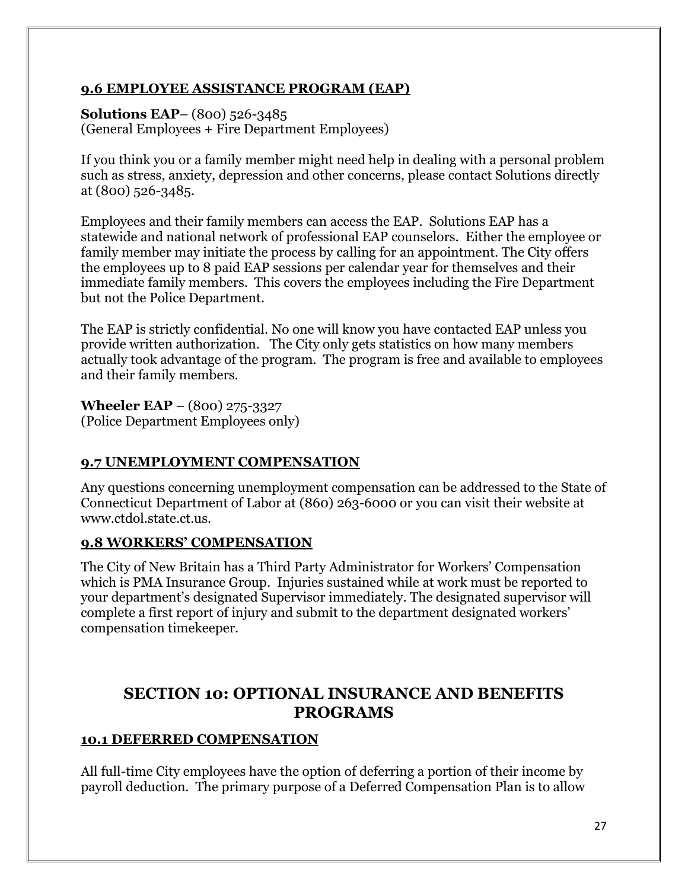### 9.6 EMPLOYEE ASSISTANCE PROGRAM (EAP)

**Solutions EAP**– (800) 526-3485
(General Employees + Fire Department Employees)

If you think you or a family member might need help in dealing with a personal problem such as stress, anxiety, depression and other concerns, please contact Solutions directly at (800) 526-3485.

Employees and their family members can access the EAP. Solutions EAP has a statewide and national network of professional EAP counselors. Either the employee or family member may initiate the process by calling for an appointment. The City offers the employees up to 8 paid EAP sessions per calendar year for themselves and their immediate family members. This covers the employees including the Fire Department but not the Police Department.

The EAP is strictly confidential. No one will know you have contacted EAP unless you provide written authorization. The City only gets statistics on how many members actually took advantage of the program. The program is free and available to employees and their family members.

**Wheeler EAP** – (800) 275-3327
(Police Department Employees only)

### 9.7 UNEMPLOYMENT COMPENSATION

Any questions concerning unemployment compensation can be addressed to the State of Connecticut Department of Labor at (860) 263-6000 or you can visit their website at www.ctdol.state.ct.us.

### 9.8 WORKERS' COMPENSATION

The City of New Britain has a Third Party Administrator for Workers' Compensation which is PMA Insurance Group. Injuries sustained while at work must be reported to your department's designated Supervisor immediately. The designated supervisor will complete a first report of injury and submit to the department designated workers' compensation timekeeper.

## SECTION 10: OPTIONAL INSURANCE AND BENEFITS PROGRAMS

### 10.1 DEFERRED COMPENSATION

All full-time City employees have the option of deferring a portion of their income by payroll deduction. The primary purpose of a Deferred Compensation Plan is to allow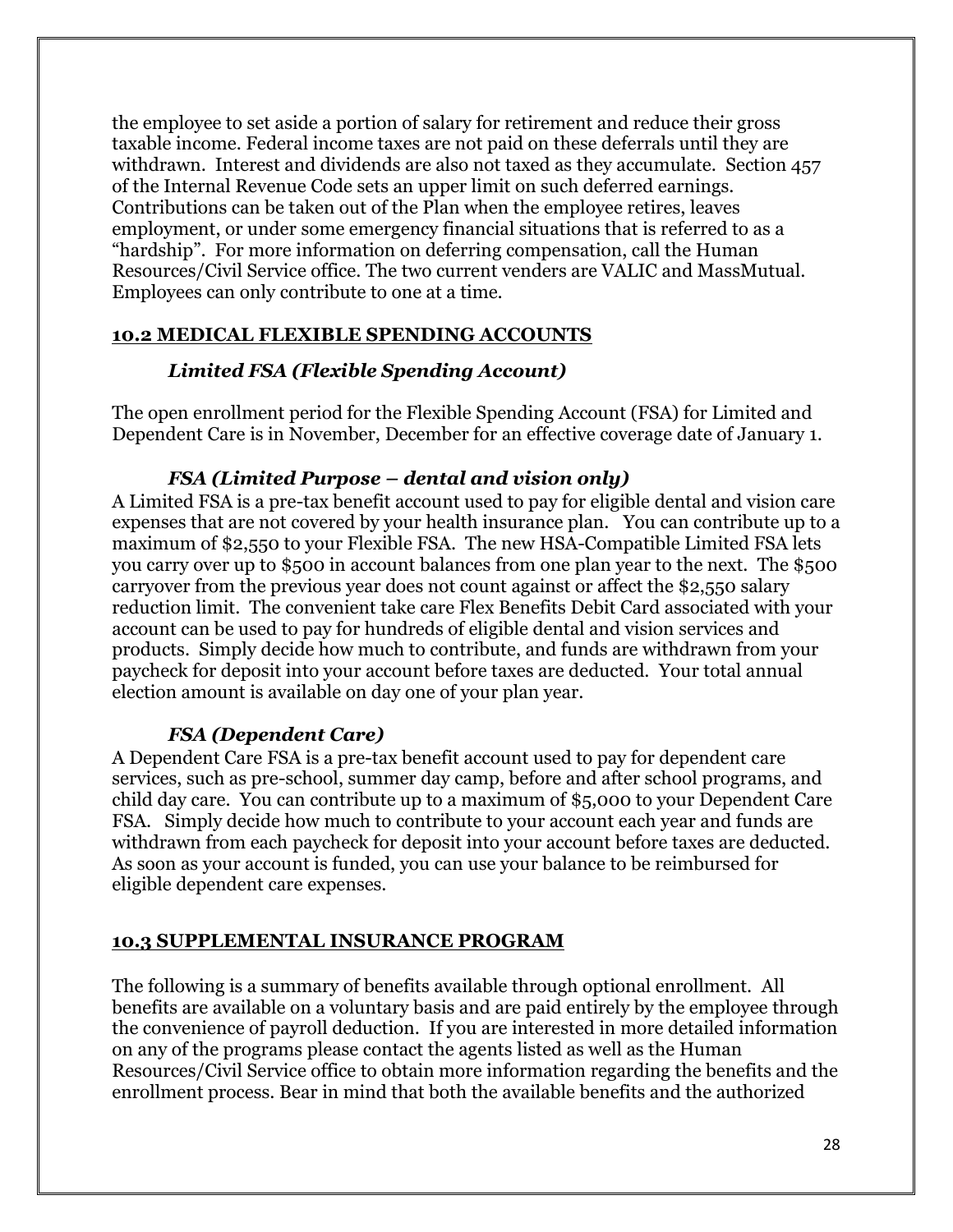the employee to set aside a portion of salary for retirement and reduce their gross taxable income. Federal income taxes are not paid on these deferrals until they are withdrawn. Interest and dividends are also not taxed as they accumulate. Section 457 of the Internal Revenue Code sets an upper limit on such deferred earnings. Contributions can be taken out of the Plan when the employee retires, leaves employment, or under some emergency financial situations that is referred to as a "hardship". For more information on deferring compensation, call the Human Resources/Civil Service office. The two current venders are VALIC and MassMutual. Employees can only contribute to one at a time.

## 10.2 MEDICAL FLEXIBLE SPENDING ACCOUNTS

### *Limited FSA (Flexible Spending Account)*

The open enrollment period for the Flexible Spending Account (FSA) for Limited and Dependent Care is in November, December for an effective coverage date of January 1.

### *FSA (Limited Purpose – dental and vision only)*

A Limited FSA is a pre-tax benefit account used to pay for eligible dental and vision care expenses that are not covered by your health insurance plan. You can contribute up to a maximum of $2,550 to your Flexible FSA. The new HSA-Compatible Limited FSA lets you carry over up to $500 in account balances from one plan year to the next. The $500 carryover from the previous year does not count against or affect the $2,550 salary reduction limit. The convenient take care Flex Benefits Debit Card associated with your account can be used to pay for hundreds of eligible dental and vision services and products. Simply decide how much to contribute, and funds are withdrawn from your paycheck for deposit into your account before taxes are deducted. Your total annual election amount is available on day one of your plan year.

### *FSA (Dependent Care)*

A Dependent Care FSA is a pre-tax benefit account used to pay for dependent care services, such as pre-school, summer day camp, before and after school programs, and child day care. You can contribute up to a maximum of $5,000 to your Dependent Care FSA. Simply decide how much to contribute to your account each year and funds are withdrawn from each paycheck for deposit into your account before taxes are deducted. As soon as your account is funded, you can use your balance to be reimbursed for eligible dependent care expenses.

## 10.3 SUPPLEMENTAL INSURANCE PROGRAM

The following is a summary of benefits available through optional enrollment. All benefits are available on a voluntary basis and are paid entirely by the employee through the convenience of payroll deduction. If you are interested in more detailed information on any of the programs please contact the agents listed as well as the Human Resources/Civil Service office to obtain more information regarding the benefits and the enrollment process. Bear in mind that both the available benefits and the authorized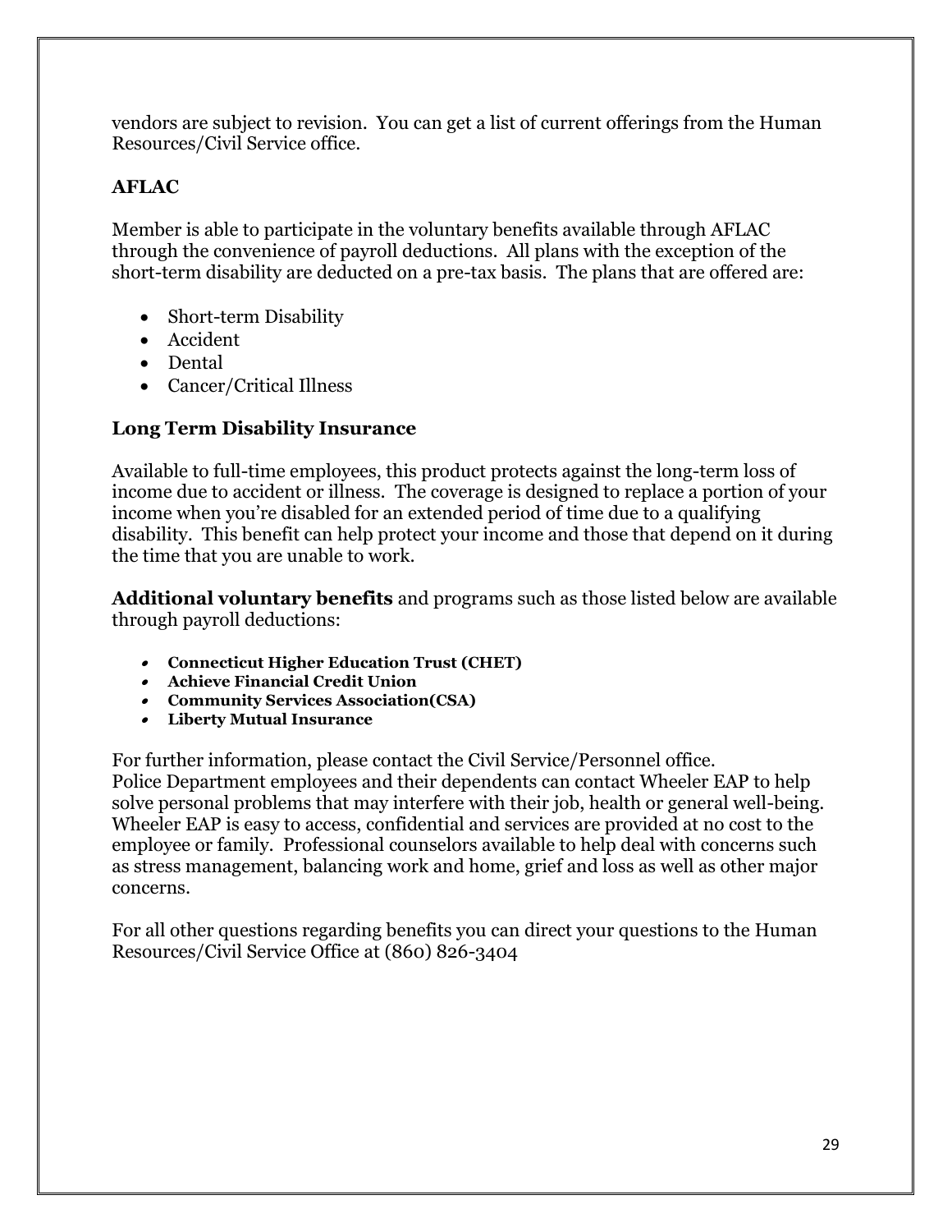vendors are subject to revision. You can get a list of current offerings from the Human Resources/Civil Service office.

### AFLAC

Member is able to participate in the voluntary benefits available through AFLAC through the convenience of payroll deductions. All plans with the exception of the short-term disability are deducted on a pre-tax basis. The plans that are offered are:

- Short-term Disability
- Accident
- Dental
- Cancer/Critical Illness

### Long Term Disability Insurance

Available to full-time employees, this product protects against the long-term loss of income due to accident or illness. The coverage is designed to replace a portion of your income when you're disabled for an extended period of time due to a qualifying disability. This benefit can help protect your income and those that depend on it during the time that you are unable to work.

**Additional voluntary benefits** and programs such as those listed below are available through payroll deductions:

- **Connecticut Higher Education Trust (CHET)**
- **Achieve Financial Credit Union**
- **Community Services Association(CSA)**
- **Liberty Mutual Insurance**

For further information, please contact the Civil Service/Personnel office.
Police Department employees and their dependents can contact Wheeler EAP to help solve personal problems that may interfere with their job, health or general well-being. Wheeler EAP is easy to access, confidential and services are provided at no cost to the employee or family. Professional counselors available to help deal with concerns such as stress management, balancing work and home, grief and loss as well as other major concerns.

For all other questions regarding benefits you can direct your questions to the Human Resources/Civil Service Office at (860) 826-3404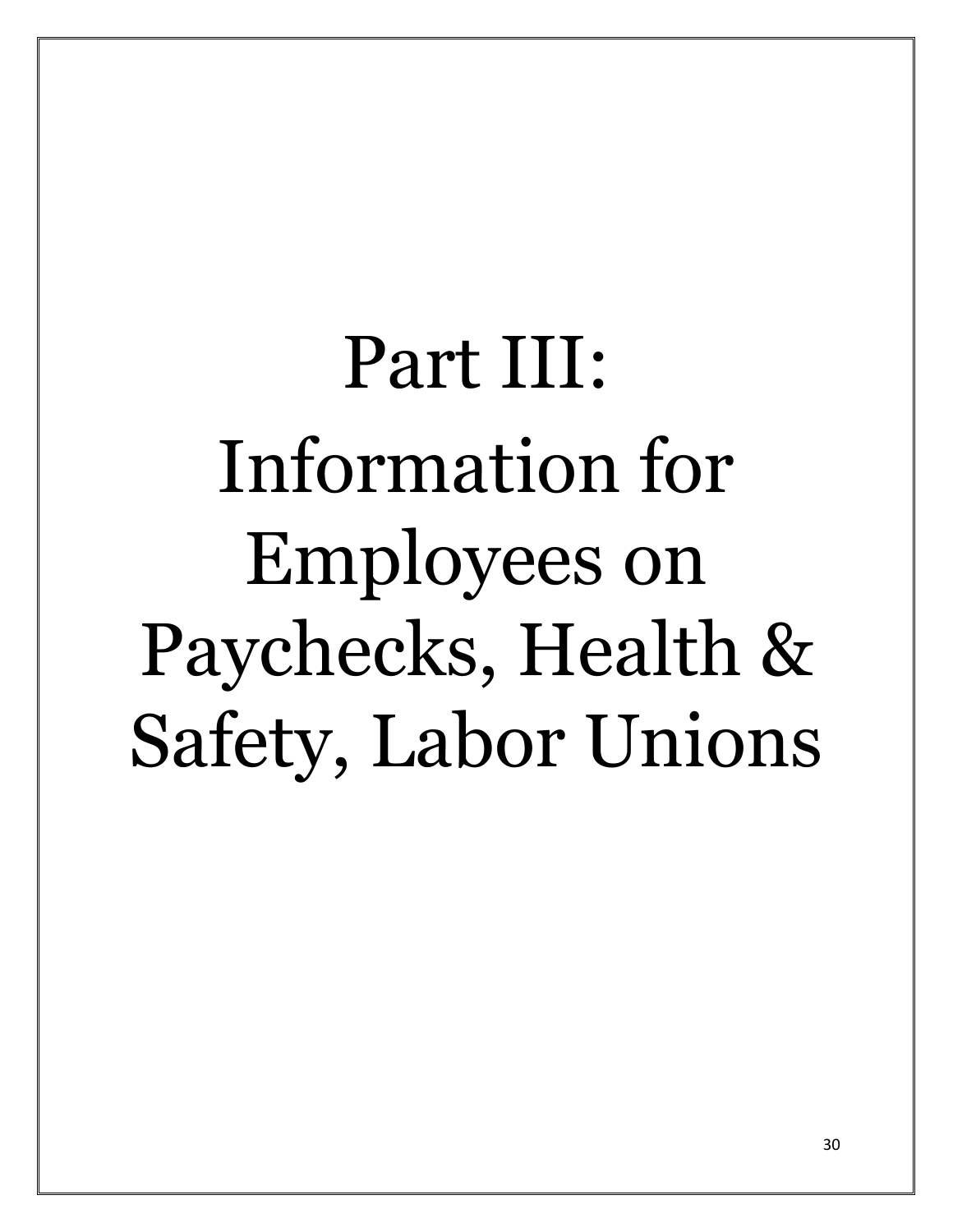# Part III: Information for Employees on Paychecks, Health & Safety, Labor Unions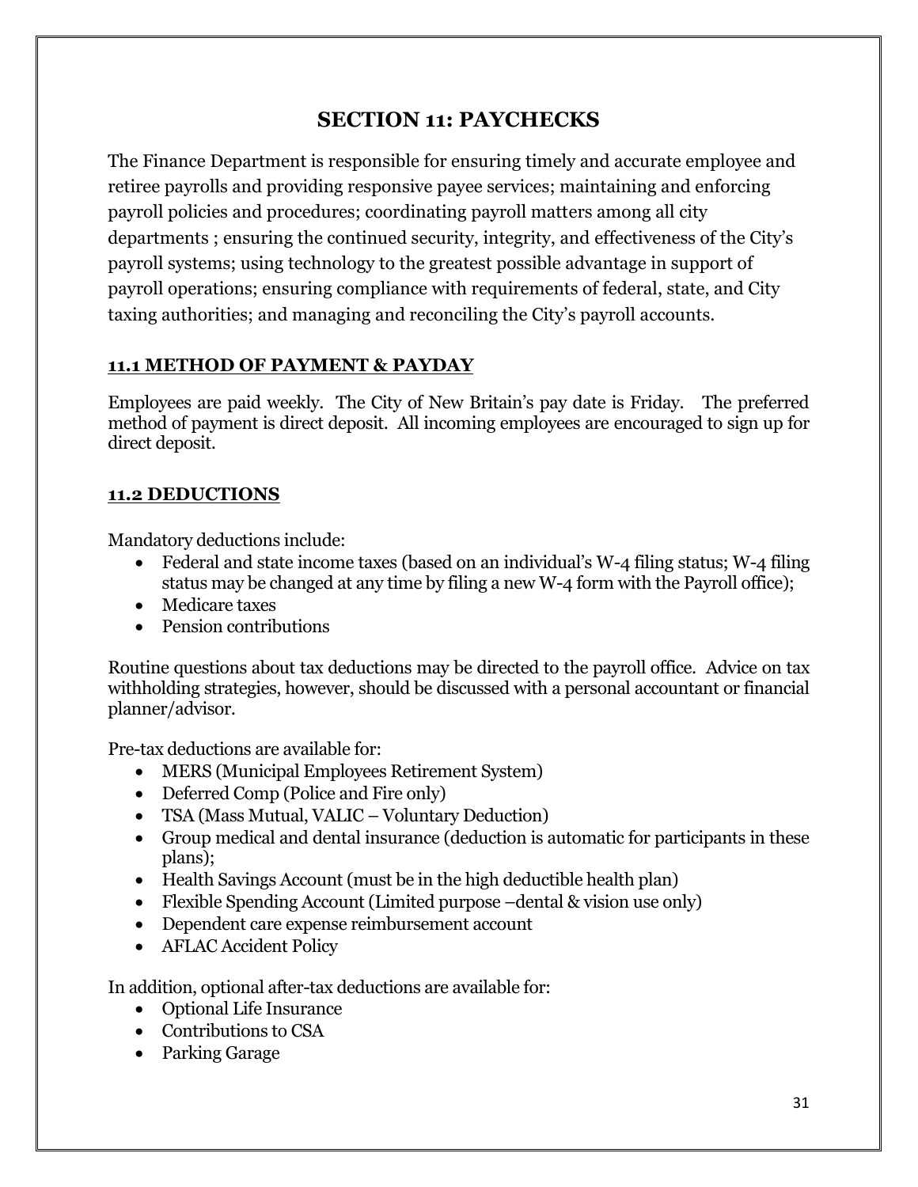# SECTION 11: PAYCHECKS

The Finance Department is responsible for ensuring timely and accurate employee and retiree payrolls and providing responsive payee services; maintaining and enforcing payroll policies and procedures; coordinating payroll matters among all city departments ; ensuring the continued security, integrity, and effectiveness of the City's payroll systems; using technology to the greatest possible advantage in support of payroll operations; ensuring compliance with requirements of federal, state, and City taxing authorities; and managing and reconciling the City's payroll accounts.

## 11.1 METHOD OF PAYMENT & PAYDAY

Employees are paid weekly. The City of New Britain's pay date is Friday. The preferred method of payment is direct deposit. All incoming employees are encouraged to sign up for direct deposit.

## 11.2 DEDUCTIONS

Mandatory deductions include:

- Federal and state income taxes (based on an individual's W-4 filing status; W-4 filing status may be changed at any time by filing a new W-4 form with the Payroll office);
- Medicare taxes
- Pension contributions

Routine questions about tax deductions may be directed to the payroll office. Advice on tax withholding strategies, however, should be discussed with a personal accountant or financial planner/advisor.

Pre-tax deductions are available for:

- MERS (Municipal Employees Retirement System)
- Deferred Comp (Police and Fire only)
- TSA (Mass Mutual, VALIC – Voluntary Deduction)
- Group medical and dental insurance (deduction is automatic for participants in these plans);
- Health Savings Account (must be in the high deductible health plan)
- Flexible Spending Account (Limited purpose –dental & vision use only)
- Dependent care expense reimbursement account
- AFLAC Accident Policy

In addition, optional after-tax deductions are available for:

- Optional Life Insurance
- Contributions to CSA
- Parking Garage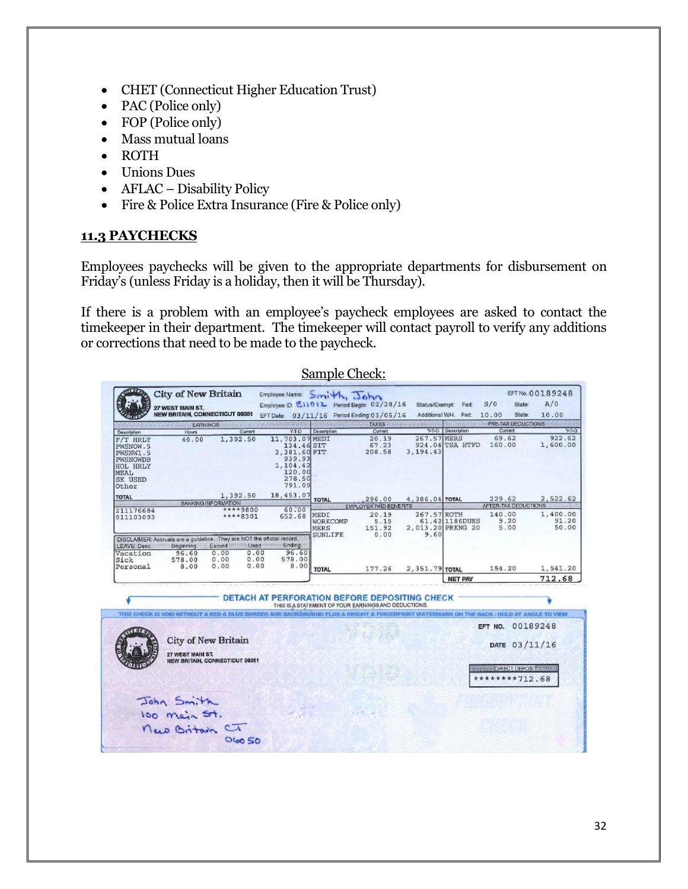- CHET (Connecticut Higher Education Trust)
- PAC (Police only)
- FOP (Police only)
- Mass mutual loans
- ROTH
- Unions Dues
- AFLAC – Disability Policy
- Fire & Police Extra Insurance (Fire & Police only)

## 11.3 PAYCHECKS

Employees paychecks will be given to the appropriate departments for disbursement on Friday's (unless Friday is a holiday, then it will be Thursday).

If there is a problem with an employee's paycheck employees are asked to contact the timekeeper in their department. The timekeeper will contact payroll to verify any additions or corrections that need to be made to the paycheck.

Sample Check:

**City of New Britain**
27 WEST MAIN ST.
NEW BRITAIN, CONNECTICUT 06051

Employee Name: Smith, John
Employee ID: E11012 Period Begin: 02/28/16
EFT Date: 03/11/16 Period Ending: 03/05/16
Status/Exempt: Fed: S/0 State: A/0
Additional WH. Fed: 10.00 State: 10.00
EFT No. 00189248

**EARNINGS**

| Description | Hours | Current | Y-T-D |
|---|---|---|---|
| F/T HRLY | 40.00 | 1,392.50 | 11,703.07 |
| PWSNOW.5 | | | 134.46 |
| PWSNW1.5 | | | 3,381.60 |
| PWSNOWDB | | | 939.93 |
| HOL HRLY | | | 1,104.42 |
| MEAL | | | 120.00 |
| SK USED | | | 278.50 |
| Other | | | 791.09 |
| TOTAL | | 1,392.50 | 18,453.07 |

**TAXES**

| Description | Current | Y-T-D |
|---|---|---|
| MEDI | 20.19 | 267.57 |
| SIT | 67.23 | 924.04 |
| FIT | 208.58 | 3,194.43 |
| TOTAL | 296.00 | 4,386.04 |

**PRE-TAX DEDUCTIONS**

| Description | Current | Y-T-D |
|---|---|---|
| MERS | 69.62 | 922.62 |
| TSA HTFD | 160.00 | 1,600.00 |
| TOTAL | 229.62 | 2,522.62 |

**BANKING INFORMATION**

| | | |
|---|---|---|
| 211176684 | ****9800 | 60.00 |
| 011103093 | ****8301 | 652.68 |

**EMPLOYER PAID BENEFITS**

| Description | Current | Y-T-D |
|---|---|---|
| MEDI | 20.19 | 267.57 |
| WORKCOMP | 5.15 | 61.42 |
| MERS | 151.92 | 2,013.20 |
| SUNLIFE | 0.00 | 9.60 |
| TOTAL | 177.26 | 2,351.79 |

**AFTER-TAX DEDUCTIONS**

| Description | Current | Y-T-D |
|---|---|---|
| ROTH | 140.00 | 1,400.00 |
| 1186DUES | 9.20 | 91.20 |
| PRKNG 20 | 5.00 | 50.00 |
| TOTAL | 154.20 | 1,541.20 |
| NET PAY | | 712.68 |

DISCLAIMER: Accruals are a guideline. They are NOT the official record.

| LEAVE Desc | Beginning | Earned | Used | Ending |
|---|---|---|---|---|
| Vacation | 96.60 | 0.00 | 0.00 | 96.60 |
| Sick | 578.00 | 0.00 | 0.00 | 578.00 |
| Personal | 8.00 | 0.00 | 0.00 | 8.00 |

DETACH AT PERFORATION BEFORE DEPOSITING CHECK
THIS IS A STATEMENT OF YOUR EARNINGS AND DEDUCTIONS.

THIS CHECK IS VOID WITHOUT A RED & BLUE BORDER AND BACKGROUND PLUS A KNIGHT & FINGERPRINT WATERMARK ON THE BACK - HOLD AT ANGLE TO VIEW

**City of New Britain**
27 WEST MAIN ST.
NEW BRITAIN, CONNECTICUT 06051

EFT NO. 00189248
DATE 03/11/16

DIRECT DEPOSIT
********712.68

John Smith
100 Main St.
New Britain CT
06050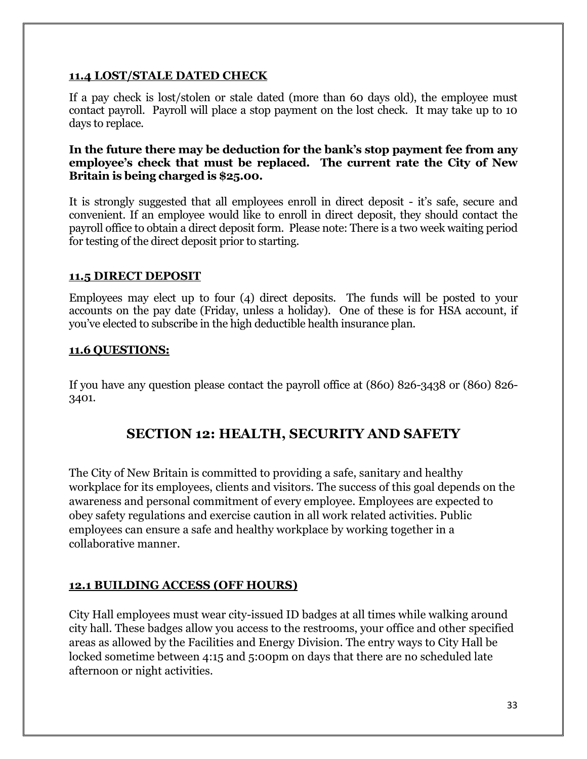#### 11.4 LOST/STALE DATED CHECK

If a pay check is lost/stolen or stale dated (more than 60 days old), the employee must contact payroll. Payroll will place a stop payment on the lost check. It may take up to 10 days to replace.

**In the future there may be deduction for the bank's stop payment fee from any employee's check that must be replaced. The current rate the City of New Britain is being charged is $25.00.**

It is strongly suggested that all employees enroll in direct deposit - it's safe, secure and convenient. If an employee would like to enroll in direct deposit, they should contact the payroll office to obtain a direct deposit form. Please note: There is a two week waiting period for testing of the direct deposit prior to starting.

#### 11.5 DIRECT DEPOSIT

Employees may elect up to four (4) direct deposits. The funds will be posted to your accounts on the pay date (Friday, unless a holiday). One of these is for HSA account, if you've elected to subscribe in the high deductible health insurance plan.

#### 11.6 QUESTIONS:

If you have any question please contact the payroll office at (860) 826-3438 or (860) 826-3401.

## SECTION 12: HEALTH, SECURITY AND SAFETY

The City of New Britain is committed to providing a safe, sanitary and healthy workplace for its employees, clients and visitors. The success of this goal depends on the awareness and personal commitment of every employee. Employees are expected to obey safety regulations and exercise caution in all work related activities. Public employees can ensure a safe and healthy workplace by working together in a collaborative manner.

#### 12.1 BUILDING ACCESS (OFF HOURS)

City Hall employees must wear city-issued ID badges at all times while walking around city hall. These badges allow you access to the restrooms, your office and other specified areas as allowed by the Facilities and Energy Division. The entry ways to City Hall be locked sometime between 4:15 and 5:00pm on days that there are no scheduled late afternoon or night activities.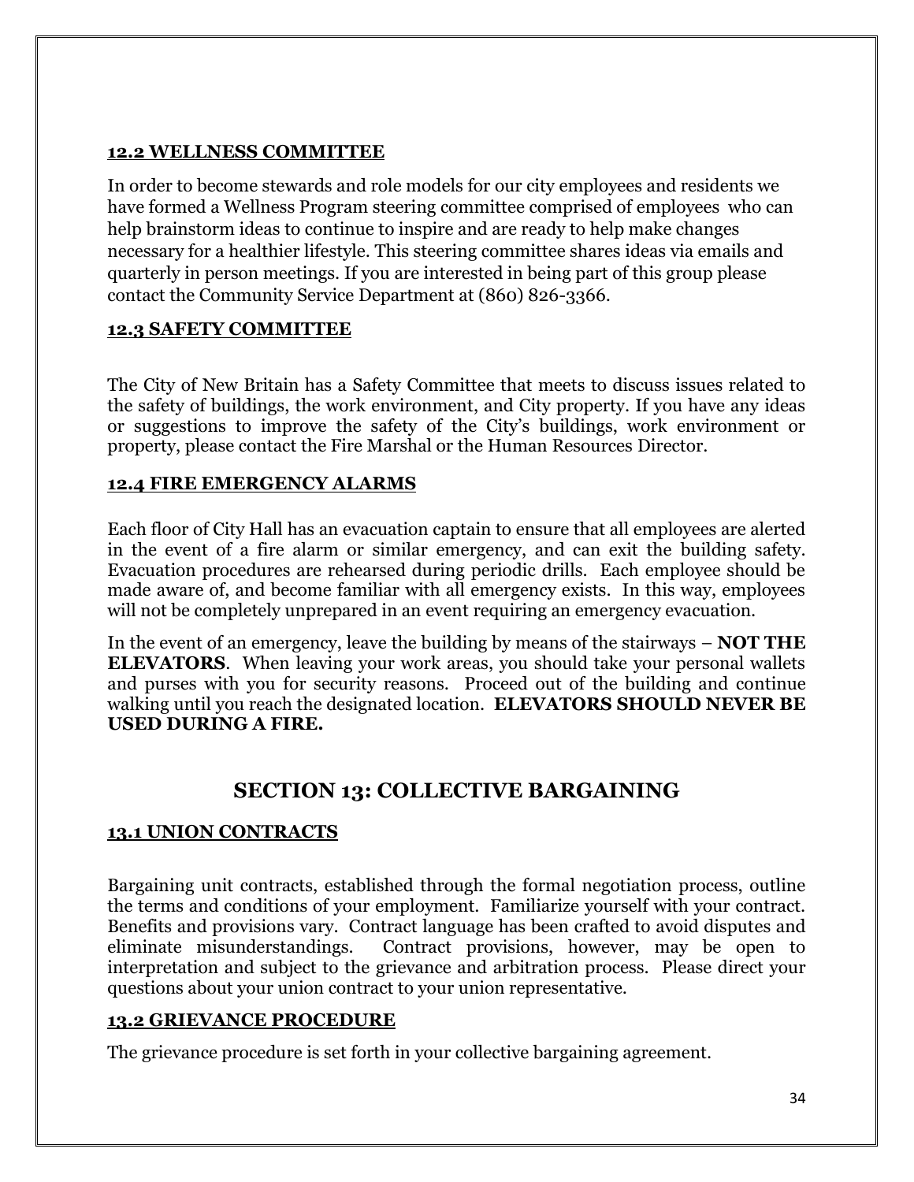### 12.2 WELLNESS COMMITTEE

In order to become stewards and role models for our city employees and residents we have formed a Wellness Program steering committee comprised of employees who can help brainstorm ideas to continue to inspire and are ready to help make changes necessary for a healthier lifestyle. This steering committee shares ideas via emails and quarterly in person meetings. If you are interested in being part of this group please contact the Community Service Department at (860) 826-3366.

### 12.3 SAFETY COMMITTEE

The City of New Britain has a Safety Committee that meets to discuss issues related to the safety of buildings, the work environment, and City property. If you have any ideas or suggestions to improve the safety of the City's buildings, work environment or property, please contact the Fire Marshal or the Human Resources Director.

### 12.4 FIRE EMERGENCY ALARMS

Each floor of City Hall has an evacuation captain to ensure that all employees are alerted in the event of a fire alarm or similar emergency, and can exit the building safety. Evacuation procedures are rehearsed during periodic drills. Each employee should be made aware of, and become familiar with all emergency exists. In this way, employees will not be completely unprepared in an event requiring an emergency evacuation.

In the event of an emergency, leave the building by means of the stairways – **NOT THE ELEVATORS**. When leaving your work areas, you should take your personal wallets and purses with you for security reasons. Proceed out of the building and continue walking until you reach the designated location. **ELEVATORS SHOULD NEVER BE USED DURING A FIRE.**

## SECTION 13: COLLECTIVE BARGAINING

### 13.1 UNION CONTRACTS

Bargaining unit contracts, established through the formal negotiation process, outline the terms and conditions of your employment. Familiarize yourself with your contract. Benefits and provisions vary. Contract language has been crafted to avoid disputes and eliminate misunderstandings. Contract provisions, however, may be open to interpretation and subject to the grievance and arbitration process. Please direct your questions about your union contract to your union representative.

### 13.2 GRIEVANCE PROCEDURE

The grievance procedure is set forth in your collective bargaining agreement.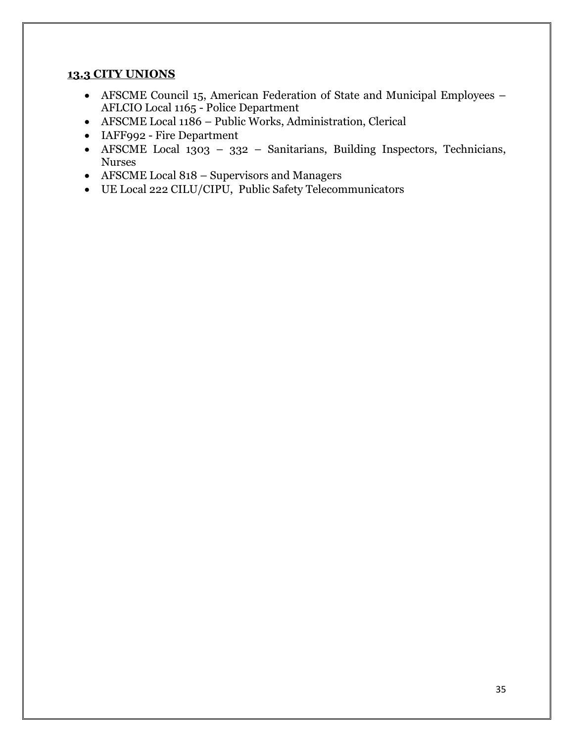## 13.3 CITY UNIONS

- AFSCME Council 15, American Federation of State and Municipal Employees – AFLCIO Local 1165 - Police Department
- AFSCME Local 1186 – Public Works, Administration, Clerical
- IAFF992 - Fire Department
- AFSCME Local 1303 – 332 – Sanitarians, Building Inspectors, Technicians, Nurses
- AFSCME Local 818 – Supervisors and Managers
- UE Local 222 CILU/CIPU, Public Safety Telecommunicators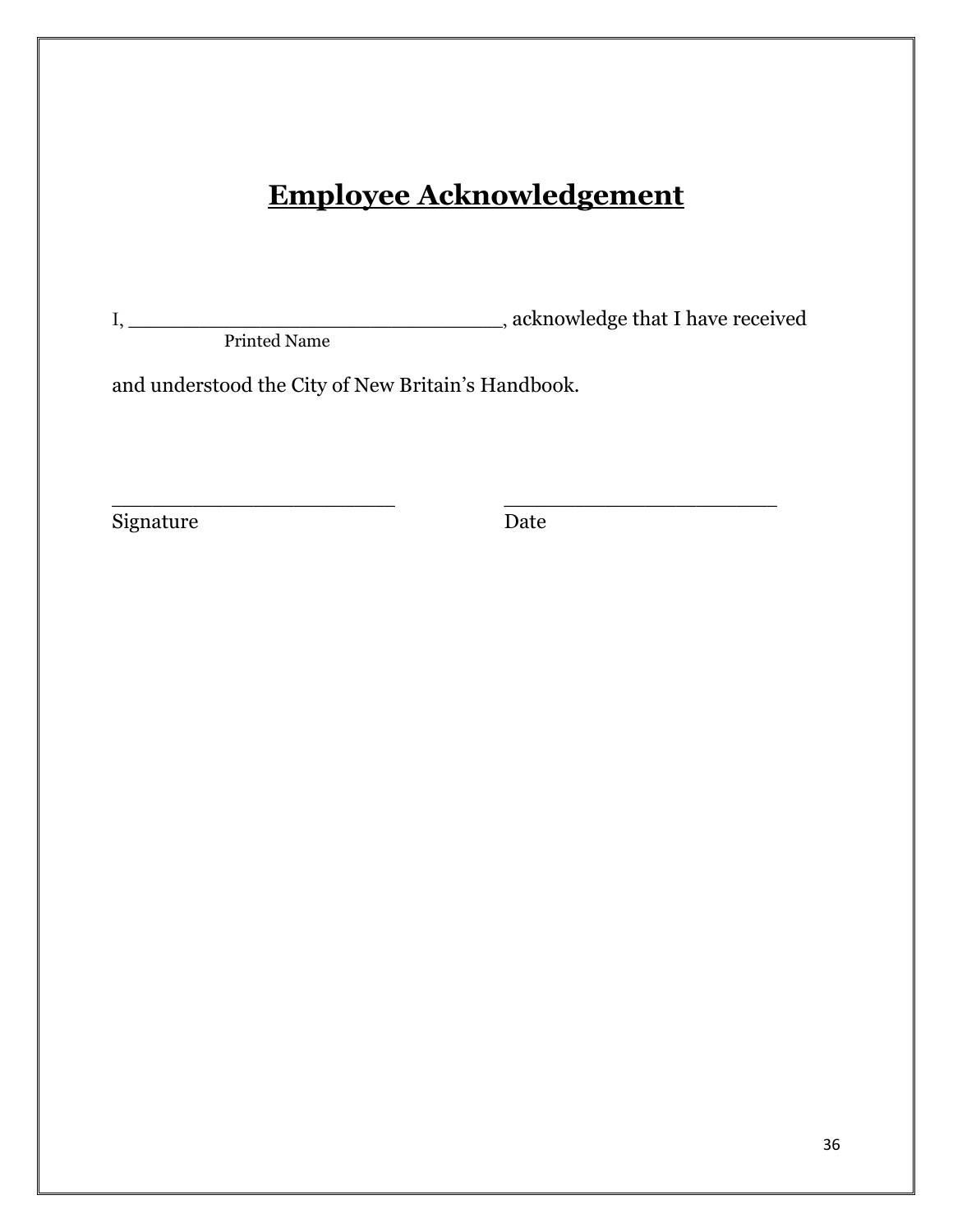# **Employee Acknowledgement**

I, _______________________________, acknowledge that I have received
Printed Name

and understood the City of New Britain's Handbook.

______________________ ______________________
Signature Date